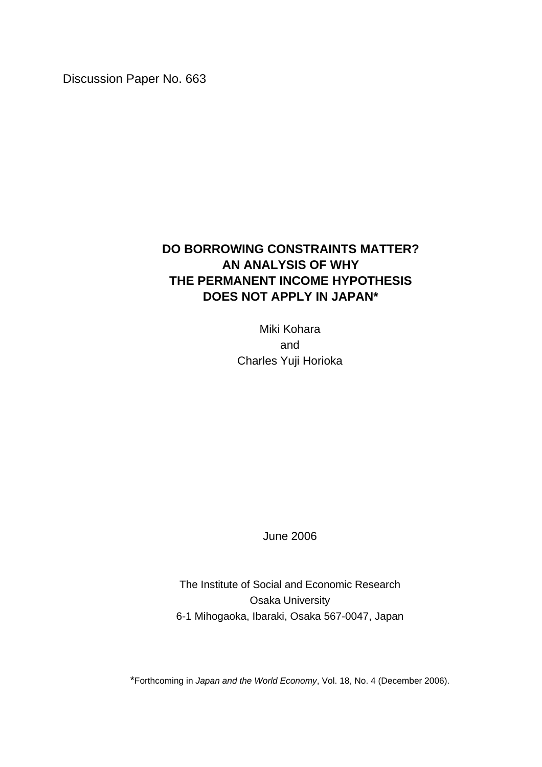Discussion Paper No. 663

# DO BORROWING CONSTRAINTS MATTER? AN ANALYSIS OF WHY THE PERMANENT INCOME HYPOTHESIS DOES NOT APPLY IN JAPAN*

Miki Kohara

and

Charles Yuji Horioka

June 2006

The Institute of Social and Economic Research
Osaka University
6-1 Mihogaoka, Ibaraki, Osaka 567-0047, Japan

*Forthcoming in *Japan and the World Economy*, Vol. 18, No. 4 (December 2006).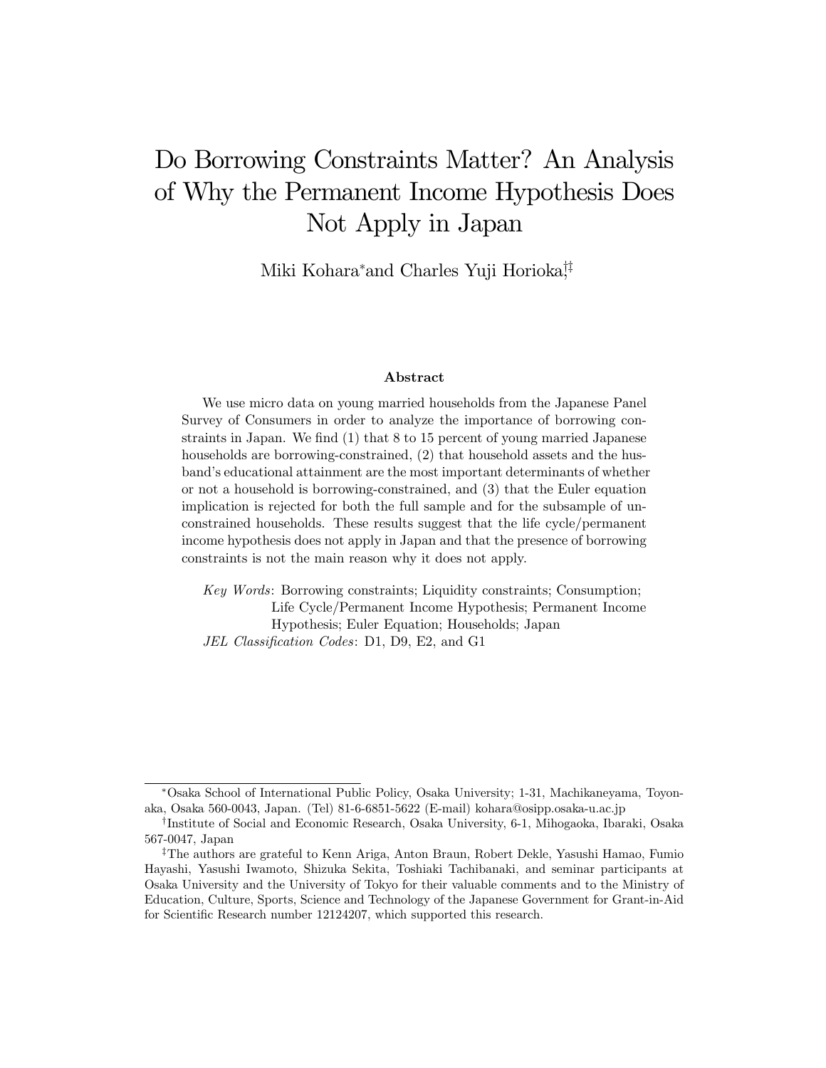# Do Borrowing Constraints Matter? An Analysis of Why the Permanent Income Hypothesis Does Not Apply in Japan

Miki Kohara[*] and Charles Yuji Horioka[†,‡]

### Abstract

We use micro data on young married households from the Japanese Panel Survey of Consumers in order to analyze the importance of borrowing constraints in Japan. We find (1) that 8 to 15 percent of young married Japanese households are borrowing-constrained, (2) that household assets and the husband's educational attainment are the most important determinants of whether or not a household is borrowing-constrained, and (3) that the Euler equation implication is rejected for both the full sample and for the subsample of unconstrained households. These results suggest that the life cycle/permanent income hypothesis does not apply in Japan and that the presence of borrowing constraints is not the main reason why it does not apply.

*Key Words*: Borrowing constraints; Liquidity constraints; Consumption; Life Cycle/Permanent Income Hypothesis; Permanent Income Hypothesis; Euler Equation; Households; Japan

*JEL Classification Codes*: D1, D9, E2, and G1

---

[*] Osaka School of International Public Policy, Osaka University; 1-31, Machikaneyama, Toyonaka, Osaka 560-0043, Japan. (Tel) 81-6-6851-5622 (E-mail) kohara@osipp.osaka-u.ac.jp

[†] Institute of Social and Economic Research, Osaka University, 6-1, Mihogaoka, Ibaraki, Osaka 567-0047, Japan

[‡] The authors are grateful to Kenn Ariga, Anton Braun, Robert Dekle, Yasushi Hamao, Fumio Hayashi, Yasushi Iwamoto, Shizuka Sekita, Toshiaki Tachibanaki, and seminar participants at Osaka University and the University of Tokyo for their valuable comments and to the Ministry of Education, Culture, Sports, Science and Technology of the Japanese Government for Grant-in-Aid for Scientific Research number 12124207, which supported this research.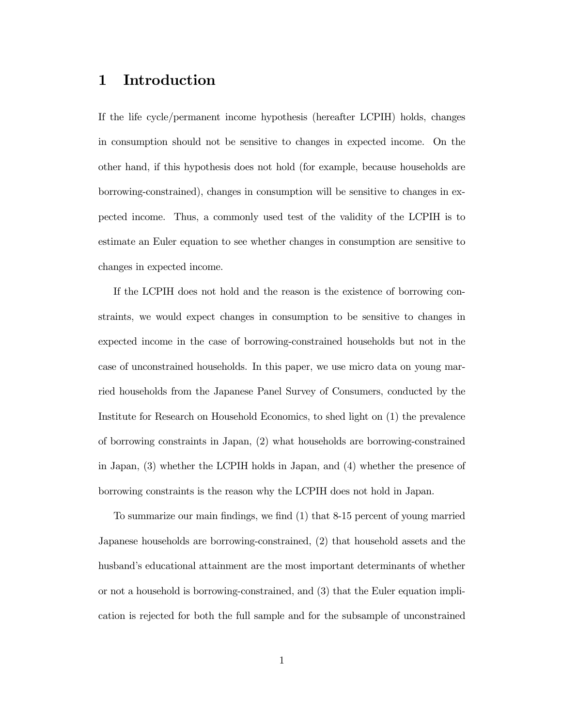# 1 Introduction

If the life cycle/permanent income hypothesis (hereafter LCPIH) holds, changes in consumption should not be sensitive to changes in expected income. On the other hand, if this hypothesis does not hold (for example, because households are borrowing-constrained), changes in consumption will be sensitive to changes in expected income. Thus, a commonly used test of the validity of the LCPIH is to estimate an Euler equation to see whether changes in consumption are sensitive to changes in expected income.

If the LCPIH does not hold and the reason is the existence of borrowing constraints, we would expect changes in consumption to be sensitive to changes in expected income in the case of borrowing-constrained households but not in the case of unconstrained households. In this paper, we use micro data on young married households from the Japanese Panel Survey of Consumers, conducted by the Institute for Research on Household Economics, to shed light on (1) the prevalence of borrowing constraints in Japan, (2) what households are borrowing-constrained in Japan, (3) whether the LCPIH holds in Japan, and (4) whether the presence of borrowing constraints is the reason why the LCPIH does not hold in Japan.

To summarize our main findings, we find (1) that 8-15 percent of young married Japanese households are borrowing-constrained, (2) that household assets and the husband's educational attainment are the most important determinants of whether or not a household is borrowing-constrained, and (3) that the Euler equation implication is rejected for both the full sample and for the subsample of unconstrained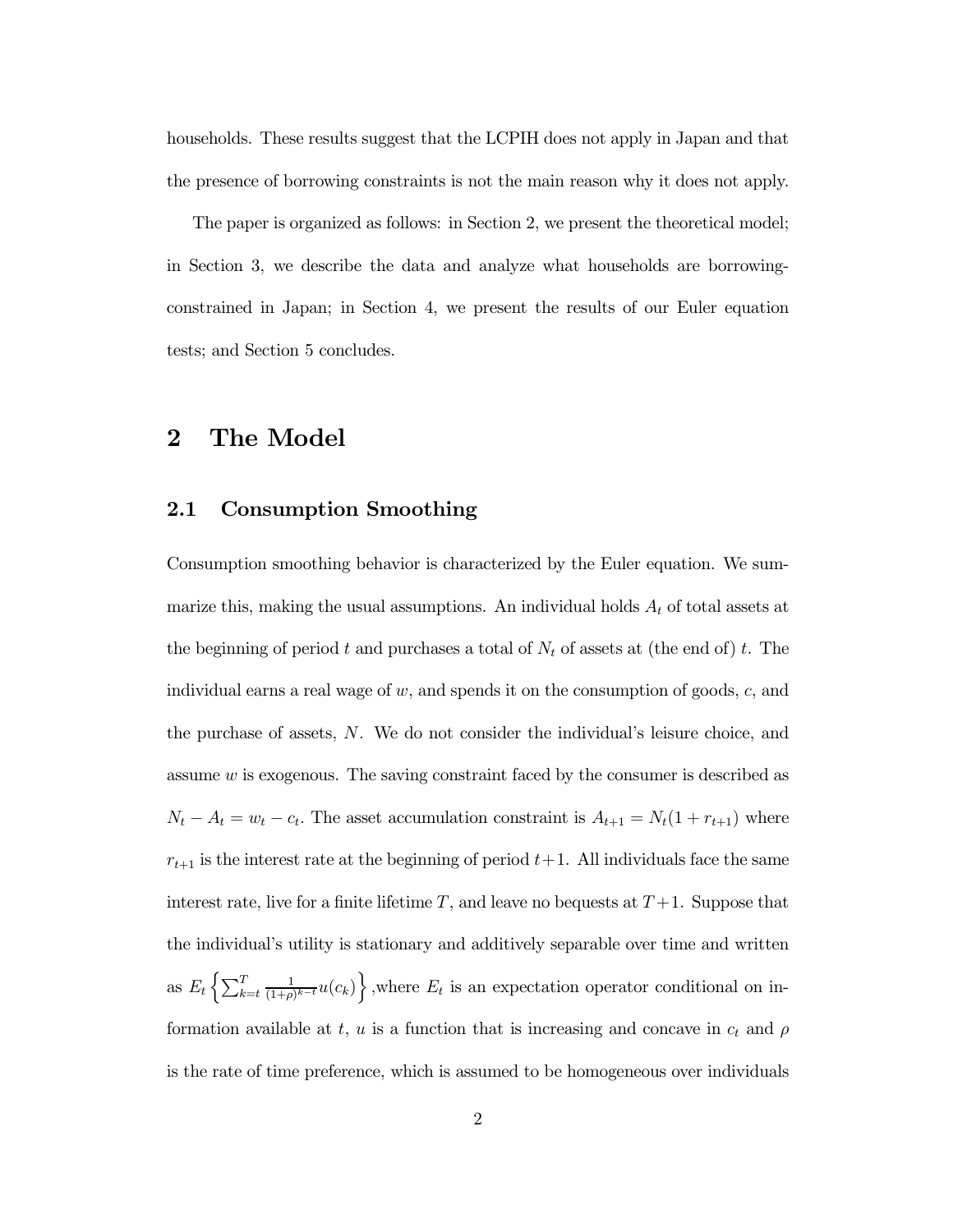households. These results suggest that the LCPIH does not apply in Japan and that the presence of borrowing constraints is not the main reason why it does not apply.

The paper is organized as follows: in Section 2, we present the theoretical model; in Section 3, we describe the data and analyze what households are borrowing-constrained in Japan; in Section 4, we present the results of our Euler equation tests; and Section 5 concludes.

# 2 The Model

## 2.1 Consumption Smoothing

Consumption smoothing behavior is characterized by the Euler equation. We summarize this, making the usual assumptions. An individual holds $A_t$ of total assets at the beginning of period $t$ and purchases a total of $N_t$ of assets at (the end of) $t$. The individual earns a real wage of $w$, and spends it on the consumption of goods, $c$, and the purchase of assets, $N$. We do not consider the individual's leisure choice, and assume $w$ is exogenous. The saving constraint faced by the consumer is described as $N_t - A_t = w_t - c_t$. The asset accumulation constraint is $A_{t+1} = N_t(1 + r_{t+1})$ where $r_{t+1}$ is the interest rate at the beginning of period $t+1$. All individuals face the same interest rate, live for a finite lifetime $T$, and leave no bequests at $T+1$. Suppose that the individual's utility is stationary and additively separable over time and written as $E_t \left\{ \sum_{k=t}^{T} \frac{1}{(1+\rho)^{k-t}} u(c_k) \right\}$ ,where $E_t$ is an expectation operator conditional on information available at $t$, $u$ is a function that is increasing and concave in $c_t$ and $\rho$ is the rate of time preference, which is assumed to be homogeneous over individuals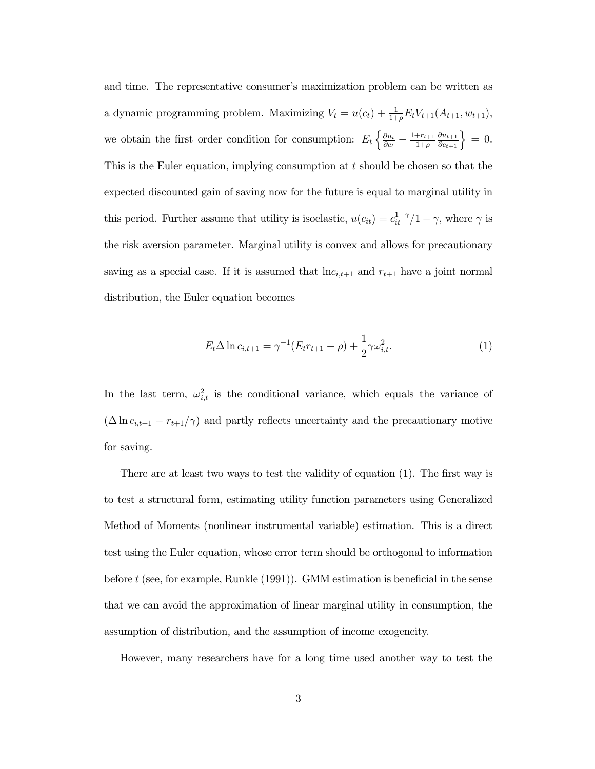and time. The representative consumer's maximization problem can be written as a dynamic programming problem. Maximizing $V_t = u(c_t) + \frac{1}{1+\rho} E_t V_{t+1}(A_{t+1}, w_{t+1})$, we obtain the first order condition for consumption: $E_t \left\{ \frac{\partial u_t}{\partial c_t} - \frac{1+r_{t+1}}{1+\rho} \frac{\partial u_{t+1}}{\partial c_{t+1}} \right\} = 0$. This is the Euler equation, implying consumption at $t$ should be chosen so that the expected discounted gain of saving now for the future is equal to marginal utility in this period. Further assume that utility is isoelastic, $u(c_{it}) = c_{it}^{1-\gamma}/1-\gamma$, where $\gamma$ is the risk aversion parameter. Marginal utility is convex and allows for precautionary saving as a special case. If it is assumed that $\ln c_{i,t+1}$ and $r_{t+1}$ have a joint normal distribution, the Euler equation becomes

$$E_t \Delta \ln c_{i,t+1} = \gamma^{-1}(E_t r_{t+1} - \rho) + \frac{1}{2}\gamma \omega_{i,t}^2. \tag{1}$$

In the last term, $\omega_{i,t}^2$ is the conditional variance, which equals the variance of $(\Delta \ln c_{i,t+1} - r_{t+1}/\gamma)$ and partly reflects uncertainty and the precautionary motive for saving.

There are at least two ways to test the validity of equation (1). The first way is to test a structural form, estimating utility function parameters using Generalized Method of Moments (nonlinear instrumental variable) estimation. This is a direct test using the Euler equation, whose error term should be orthogonal to information before $t$ (see, for example, Runkle (1991)). GMM estimation is beneficial in the sense that we can avoid the approximation of linear marginal utility in consumption, the assumption of distribution, and the assumption of income exogeneity.

However, many researchers have for a long time used another way to test the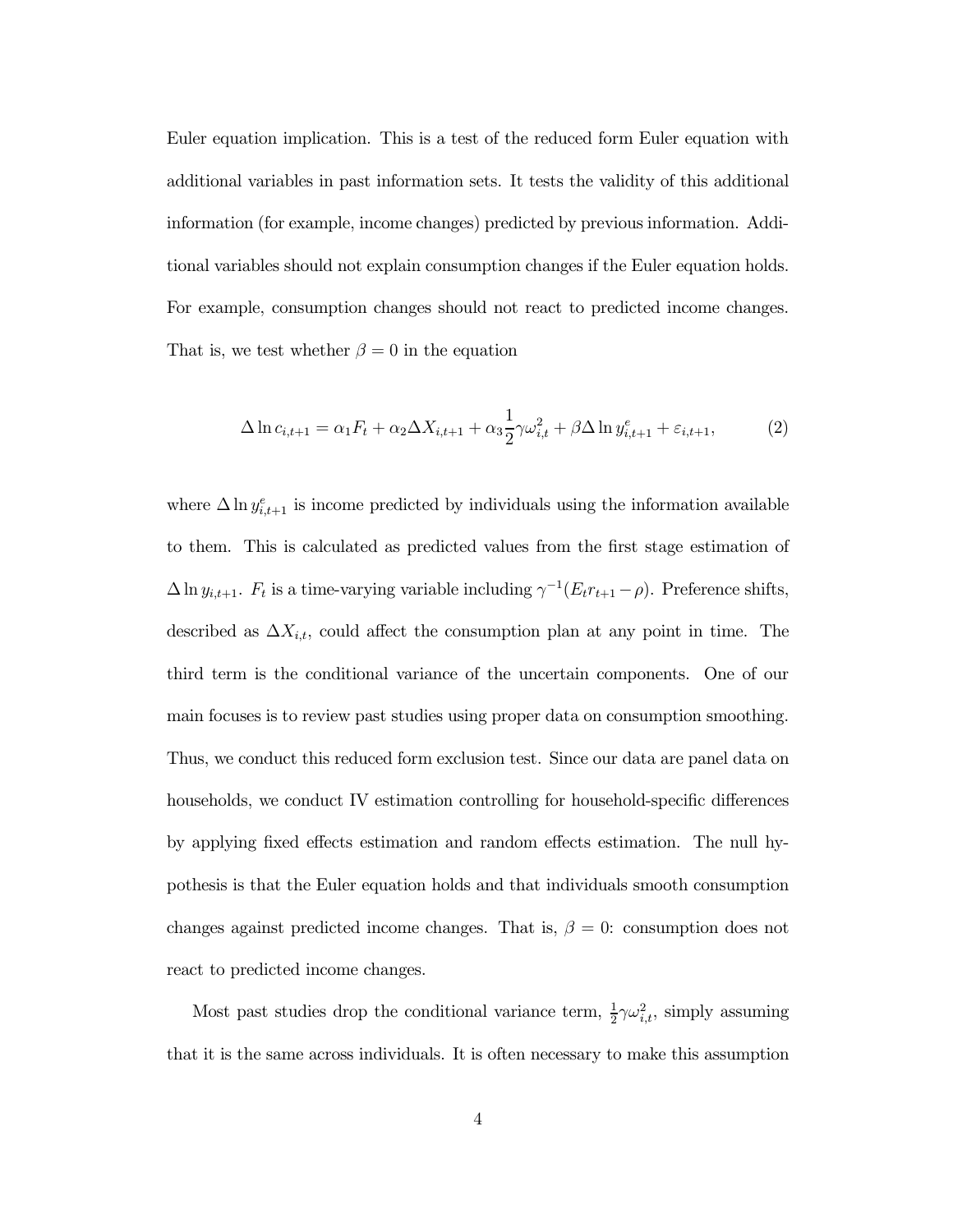Euler equation implication. This is a test of the reduced form Euler equation with additional variables in past information sets. It tests the validity of this additional information (for example, income changes) predicted by previous information. Additional variables should not explain consumption changes if the Euler equation holds. For example, consumption changes should not react to predicted income changes. That is, we test whether $\beta = 0$ in the equation

$$\Delta \ln c_{i,t+1} = \alpha_1 F_t + \alpha_2 \Delta X_{i,t+1} + \alpha_3 \frac{1}{2} \gamma \omega_{i,t}^2 + \beta \Delta \ln y_{i,t+1}^e + \varepsilon_{i,t+1}, \tag{2}$$

where $\Delta \ln y_{i,t+1}^e$ is income predicted by individuals using the information available to them. This is calculated as predicted values from the first stage estimation of $\Delta \ln y_{i,t+1}$. $F_t$ is a time-varying variable including $\gamma^{-1}(E_t r_{t+1} - \rho)$. Preference shifts, described as $\Delta X_{i,t}$, could affect the consumption plan at any point in time. The third term is the conditional variance of the uncertain components. One of our main focuses is to review past studies using proper data on consumption smoothing. Thus, we conduct this reduced form exclusion test. Since our data are panel data on households, we conduct IV estimation controlling for household-specific differences by applying fixed effects estimation and random effects estimation. The null hypothesis is that the Euler equation holds and that individuals smooth consumption changes against predicted income changes. That is, $\beta = 0$: consumption does not react to predicted income changes.

Most past studies drop the conditional variance term, $\frac{1}{2}\gamma\omega_{i,t}^2$, simply assuming that it is the same across individuals. It is often necessary to make this assumption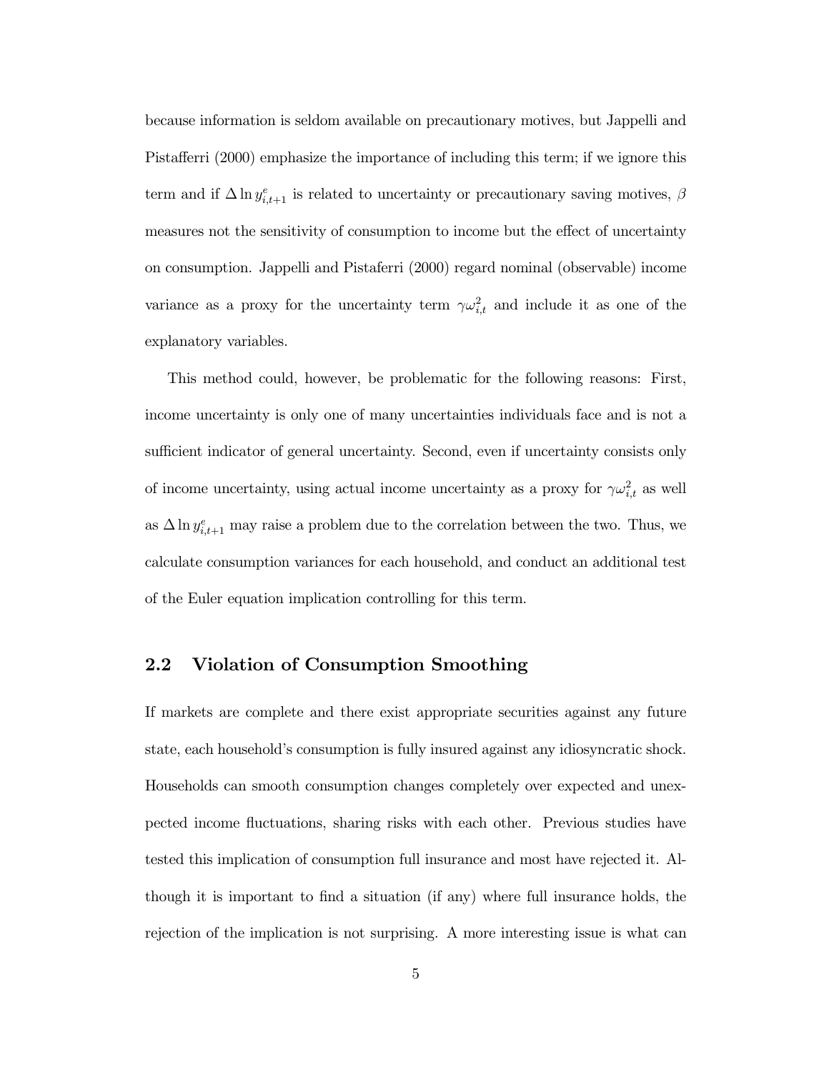because information is seldom available on precautionary motives, but Jappelli and Pistafferri (2000) emphasize the importance of including this term; if we ignore this term and if $\Delta \ln y^e_{i,t+1}$ is related to uncertainty or precautionary saving motives, $\beta$ measures not the sensitivity of consumption to income but the effect of uncertainty on consumption. Jappelli and Pistafferri (2000) regard nominal (observable) income variance as a proxy for the uncertainty term $\gamma\omega^2_{i,t}$ and include it as one of the explanatory variables.

This method could, however, be problematic for the following reasons: First, income uncertainty is only one of many uncertainties individuals face and is not a sufficient indicator of general uncertainty. Second, even if uncertainty consists only of income uncertainty, using actual income uncertainty as a proxy for $\gamma\omega^2_{i,t}$ as well as $\Delta \ln y^e_{i,t+1}$ may raise a problem due to the correlation between the two. Thus, we calculate consumption variances for each household, and conduct an additional test of the Euler equation implication controlling for this term.

## 2.2 Violation of Consumption Smoothing

If markets are complete and there exist appropriate securities against any future state, each household's consumption is fully insured against any idiosyncratic shock. Households can smooth consumption changes completely over expected and unexpected income fluctuations, sharing risks with each other. Previous studies have tested this implication of consumption full insurance and most have rejected it. Although it is important to find a situation (if any) where full insurance holds, the rejection of the implication is not surprising. A more interesting issue is what can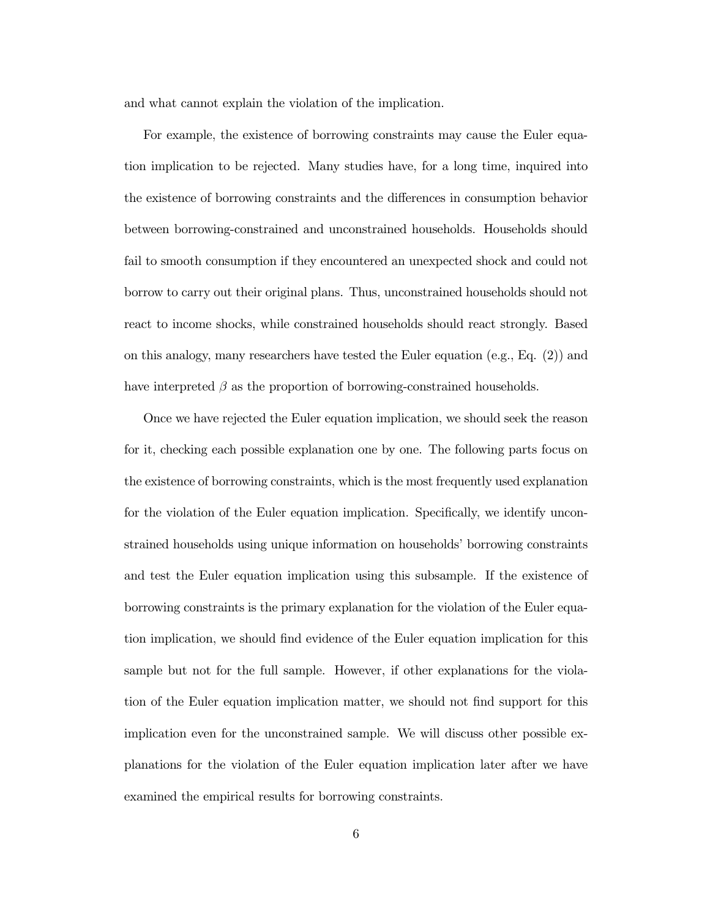and what cannot explain the violation of the implication.

For example, the existence of borrowing constraints may cause the Euler equation implication to be rejected. Many studies have, for a long time, inquired into the existence of borrowing constraints and the differences in consumption behavior between borrowing-constrained and unconstrained households. Households should fail to smooth consumption if they encountered an unexpected shock and could not borrow to carry out their original plans. Thus, unconstrained households should not react to income shocks, while constrained households should react strongly. Based on this analogy, many researchers have tested the Euler equation (e.g., Eq. (2)) and have interpreted $\beta$ as the proportion of borrowing-constrained households.

Once we have rejected the Euler equation implication, we should seek the reason for it, checking each possible explanation one by one. The following parts focus on the existence of borrowing constraints, which is the most frequently used explanation for the violation of the Euler equation implication. Specifically, we identify unconstrained households using unique information on households' borrowing constraints and test the Euler equation implication using this subsample. If the existence of borrowing constraints is the primary explanation for the violation of the Euler equation implication, we should find evidence of the Euler equation implication for this sample but not for the full sample. However, if other explanations for the violation of the Euler equation implication matter, we should not find support for this implication even for the unconstrained sample. We will discuss other possible explanations for the violation of the Euler equation implication later after we have examined the empirical results for borrowing constraints.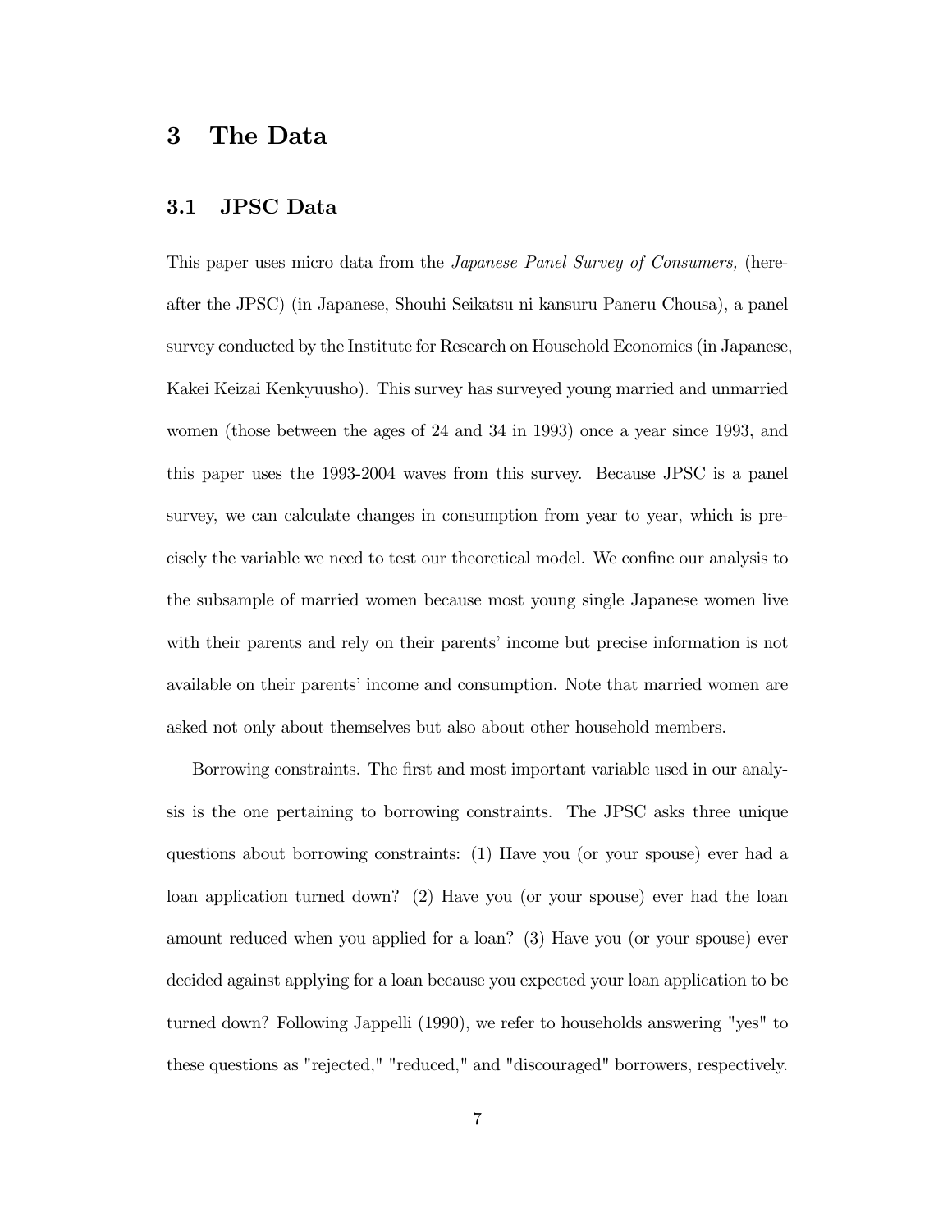# 3 The Data

## 3.1 JPSC Data

This paper uses micro data from the *Japanese Panel Survey of Consumers,* (hereafter the JPSC) (in Japanese, Shouhi Seikatsu ni kansuru Paneru Chousa), a panel survey conducted by the Institute for Research on Household Economics (in Japanese, Kakei Keizai Kenkyuusho). This survey has surveyed young married and unmarried women (those between the ages of 24 and 34 in 1993) once a year since 1993, and this paper uses the 1993-2004 waves from this survey. Because JPSC is a panel survey, we can calculate changes in consumption from year to year, which is precisely the variable we need to test our theoretical model. We confine our analysis to the subsample of married women because most young single Japanese women live with their parents and rely on their parents' income but precise information is not available on their parents' income and consumption. Note that married women are asked not only about themselves but also about other household members.

Borrowing constraints. The first and most important variable used in our analysis is the one pertaining to borrowing constraints. The JPSC asks three unique questions about borrowing constraints: (1) Have you (or your spouse) ever had a loan application turned down? (2) Have you (or your spouse) ever had the loan amount reduced when you applied for a loan? (3) Have you (or your spouse) ever decided against applying for a loan because you expected your loan application to be turned down? Following Jappelli (1990), we refer to households answering "yes" to these questions as "rejected," "reduced," and "discouraged" borrowers, respectively.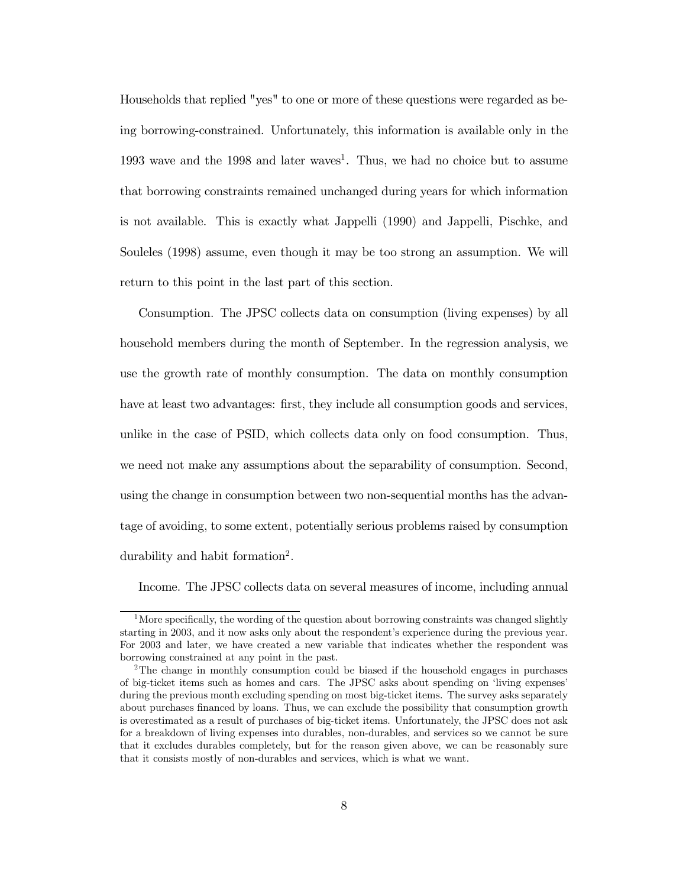Households that replied "yes" to one or more of these questions were regarded as being borrowing-constrained. Unfortunately, this information is available only in the 1993 wave and the 1998 and later waves[1]. Thus, we had no choice but to assume that borrowing constraints remained unchanged during years for which information is not available. This is exactly what Jappelli (1990) and Jappelli, Pischke, and Souleles (1998) assume, even though it may be too strong an assumption. We will return to this point in the last part of this section.

Consumption. The JPSC collects data on consumption (living expenses) by all household members during the month of September. In the regression analysis, we use the growth rate of monthly consumption. The data on monthly consumption have at least two advantages: first, they include all consumption goods and services, unlike in the case of PSID, which collects data only on food consumption. Thus, we need not make any assumptions about the separability of consumption. Second, using the change in consumption between two non-sequential months has the advantage of avoiding, to some extent, potentially serious problems raised by consumption durability and habit formation[2].

Income. The JPSC collects data on several measures of income, including annual

---

[1] More specifically, the wording of the question about borrowing constraints was changed slightly starting in 2003, and it now asks only about the respondent's experience during the previous year. For 2003 and later, we have created a new variable that indicates whether the respondent was borrowing constrained at any point in the past.

[2] The change in monthly consumption could be biased if the household engages in purchases of big-ticket items such as homes and cars. The JPSC asks about spending on 'living expenses' during the previous month excluding spending on most big-ticket items. The survey asks separately about purchases financed by loans. Thus, we can exclude the possibility that consumption growth is overestimated as a result of purchases of big-ticket items. Unfortunately, the JPSC does not ask for a breakdown of living expenses into durables, non-durables, and services so we cannot be sure that it excludes durables completely, but for the reason given above, we can be reasonably sure that it consists mostly of non-durables and services, which is what we want.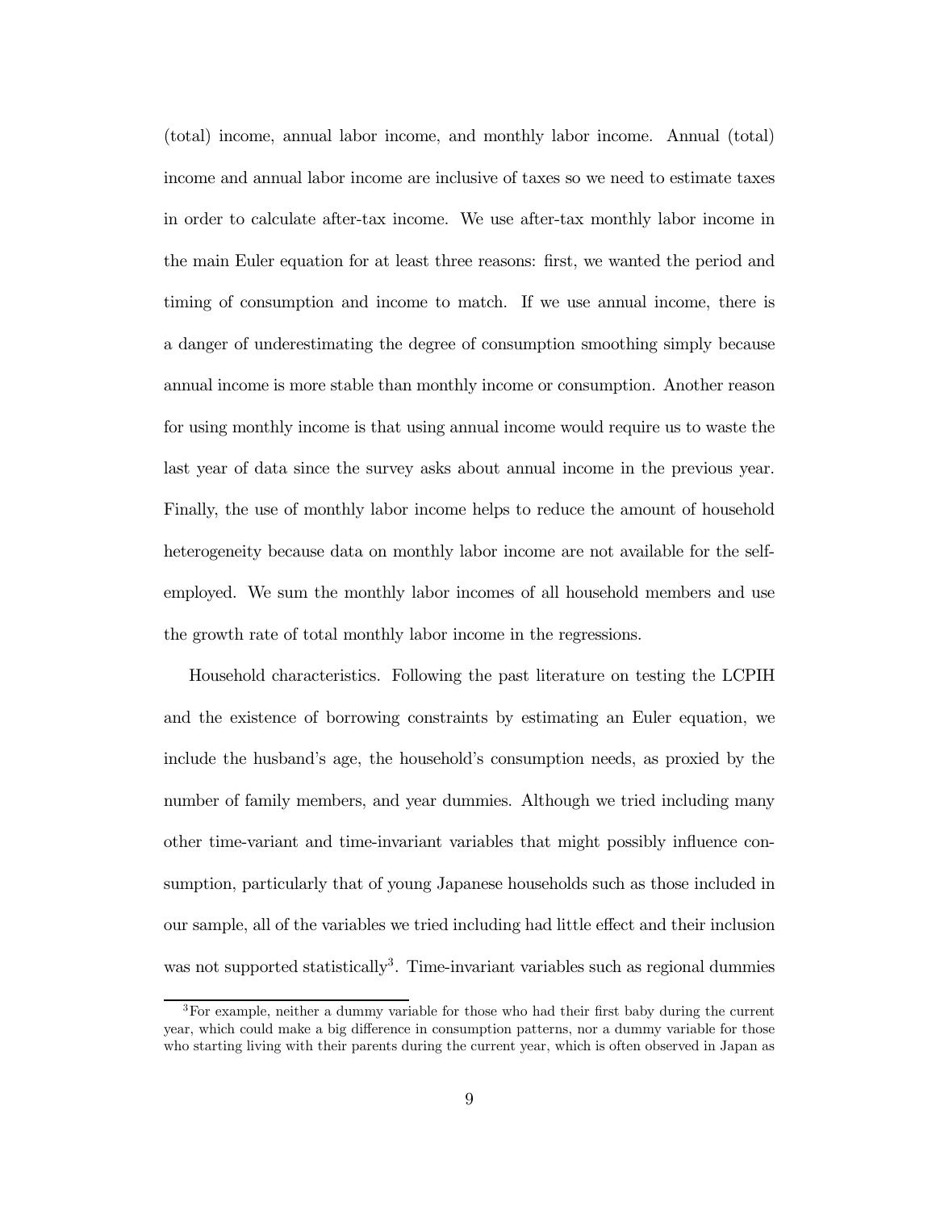(total) income, annual labor income, and monthly labor income. Annual (total) income and annual labor income are inclusive of taxes so we need to estimate taxes in order to calculate after-tax income. We use after-tax monthly labor income in the main Euler equation for at least three reasons: first, we wanted the period and timing of consumption and income to match. If we use annual income, there is a danger of underestimating the degree of consumption smoothing simply because annual income is more stable than monthly income or consumption. Another reason for using monthly income is that using annual income would require us to waste the last year of data since the survey asks about annual income in the previous year. Finally, the use of monthly labor income helps to reduce the amount of household heterogeneity because data on monthly labor income are not available for the self-employed. We sum the monthly labor incomes of all household members and use the growth rate of total monthly labor income in the regressions.

Household characteristics. Following the past literature on testing the LCPIH and the existence of borrowing constraints by estimating an Euler equation, we include the husband's age, the household's consumption needs, as proxied by the number of family members, and year dummies. Although we tried including many other time-variant and time-invariant variables that might possibly influence consumption, particularly that of young Japanese households such as those included in our sample, all of the variables we tried including had little effect and their inclusion was not supported statistically[3]. Time-invariant variables such as regional dummies

[3] For example, neither a dummy variable for those who had their first baby during the current year, which could make a big difference in consumption patterns, nor a dummy variable for those who starting living with their parents during the current year, which is often observed in Japan as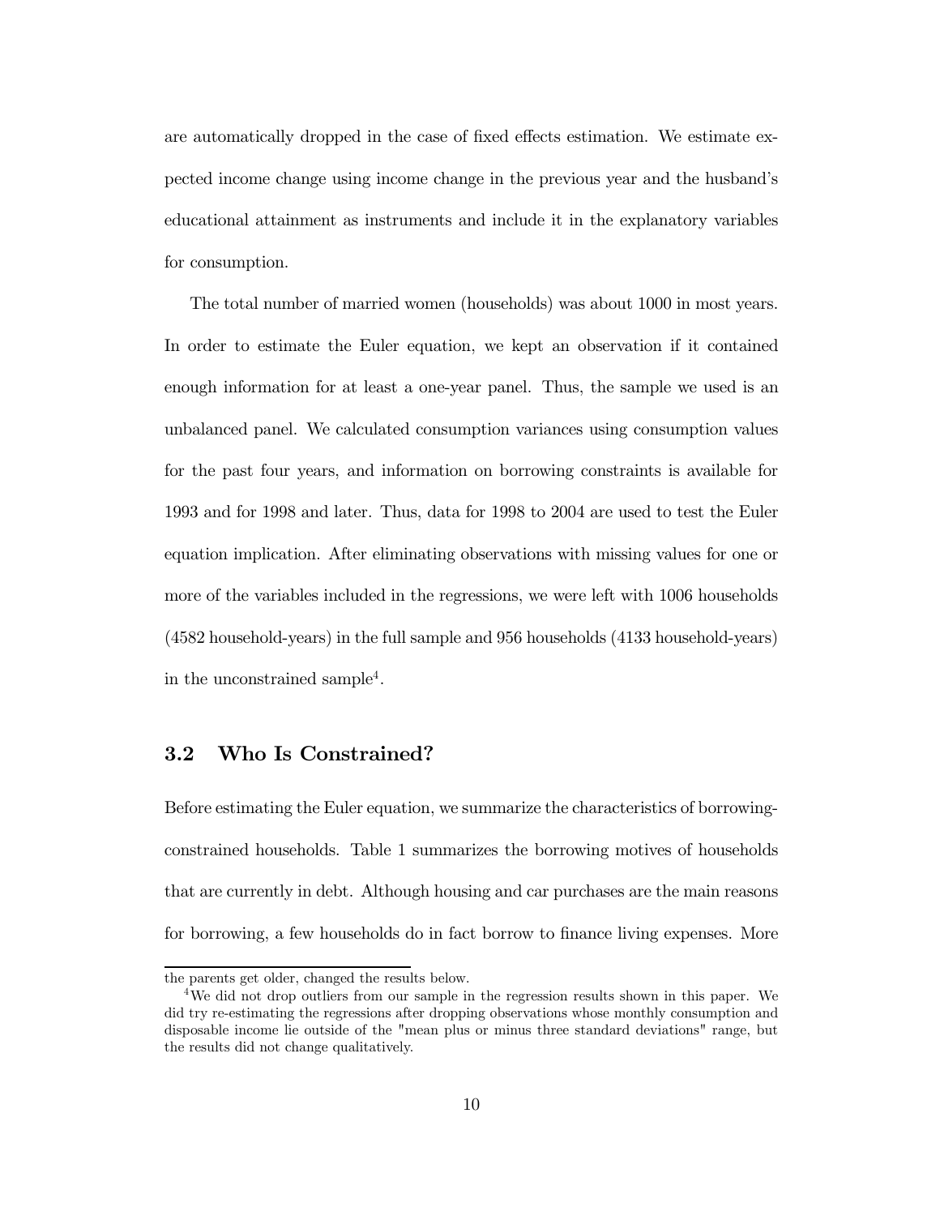are automatically dropped in the case of fixed effects estimation. We estimate expected income change using income change in the previous year and the husband's educational attainment as instruments and include it in the explanatory variables for consumption.

The total number of married women (households) was about 1000 in most years. In order to estimate the Euler equation, we kept an observation if it contained enough information for at least a one-year panel. Thus, the sample we used is an unbalanced panel. We calculated consumption variances using consumption values for the past four years, and information on borrowing constraints is available for 1993 and for 1998 and later. Thus, data for 1998 to 2004 are used to test the Euler equation implication. After eliminating observations with missing values for one or more of the variables included in the regressions, we were left with 1006 households (4582 household-years) in the full sample and 956 households (4133 household-years) in the unconstrained sample[4].

## 3.2 Who Is Constrained?

Before estimating the Euler equation, we summarize the characteristics of borrowing-constrained households. Table 1 summarizes the borrowing motives of households that are currently in debt. Although housing and car purchases are the main reasons for borrowing, a few households do in fact borrow to finance living expenses. More

---

the parents get older, changed the results below.

[4] We did not drop outliers from our sample in the regression results shown in this paper. We did try re-estimating the regressions after dropping observations whose monthly consumption and disposable income lie outside of the "mean plus or minus three standard deviations" range, but the results did not change qualitatively.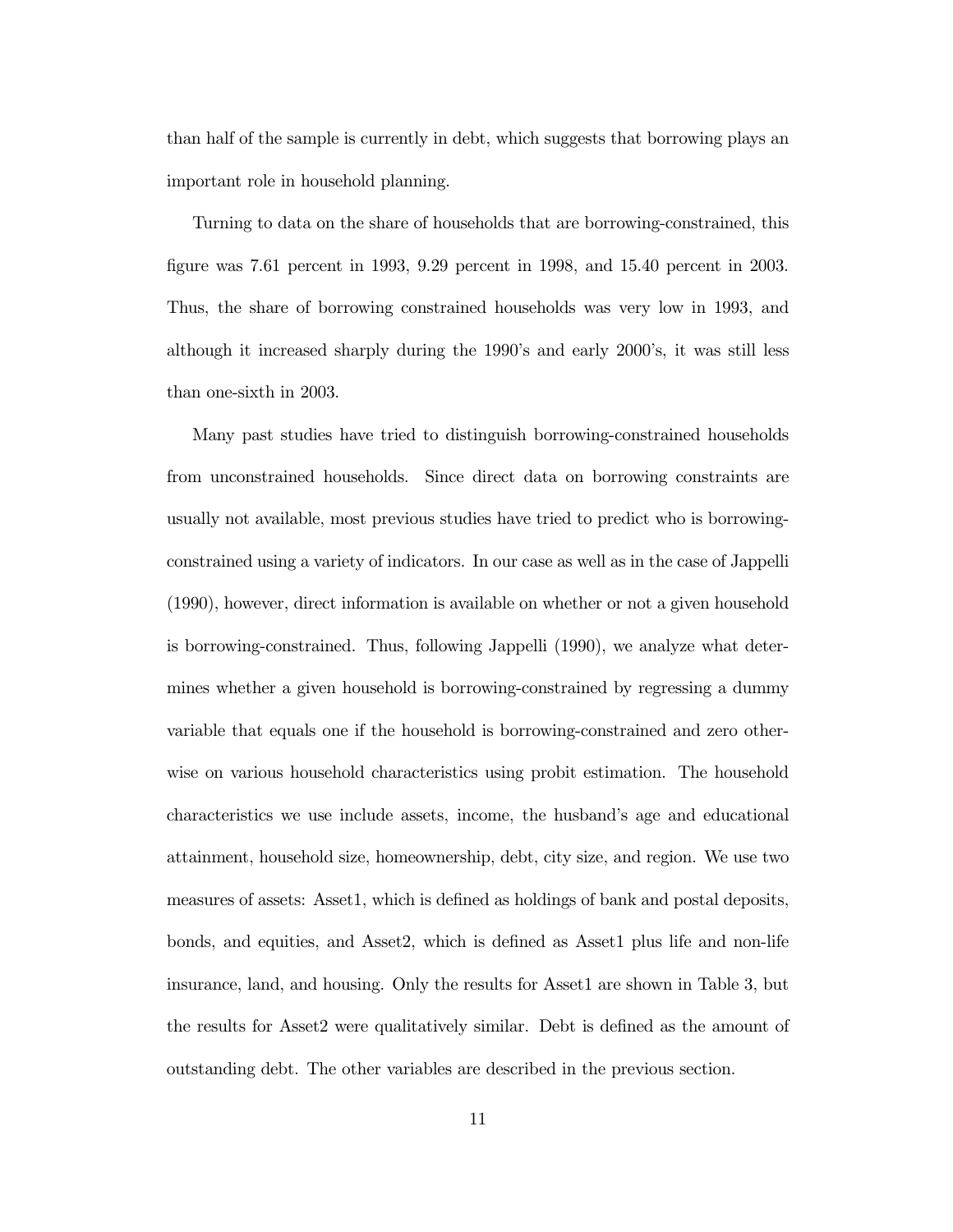than half of the sample is currently in debt, which suggests that borrowing plays an important role in household planning.

Turning to data on the share of households that are borrowing-constrained, this figure was 7.61 percent in 1993, 9.29 percent in 1998, and 15.40 percent in 2003. Thus, the share of borrowing constrained households was very low in 1993, and although it increased sharply during the 1990's and early 2000's, it was still less than one-sixth in 2003.

Many past studies have tried to distinguish borrowing-constrained households from unconstrained households. Since direct data on borrowing constraints are usually not available, most previous studies have tried to predict who is borrowing-constrained using a variety of indicators. In our case as well as in the case of Jappelli (1990), however, direct information is available on whether or not a given household is borrowing-constrained. Thus, following Jappelli (1990), we analyze what determines whether a given household is borrowing-constrained by regressing a dummy variable that equals one if the household is borrowing-constrained and zero otherwise on various household characteristics using probit estimation. The household characteristics we use include assets, income, the husband's age and educational attainment, household size, homeownership, debt, city size, and region. We use two measures of assets: Asset1, which is defined as holdings of bank and postal deposits, bonds, and equities, and Asset2, which is defined as Asset1 plus life and non-life insurance, land, and housing. Only the results for Asset1 are shown in Table 3, but the results for Asset2 were qualitatively similar. Debt is defined as the amount of outstanding debt. The other variables are described in the previous section.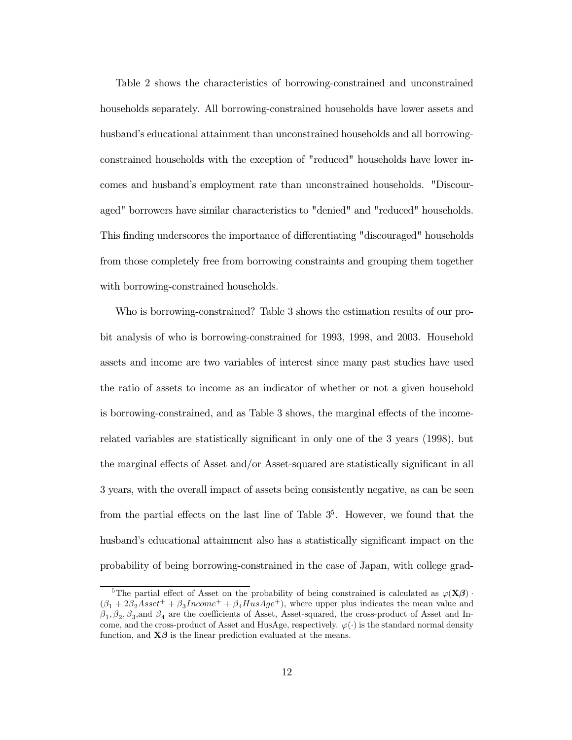Table 2 shows the characteristics of borrowing-constrained and unconstrained households separately. All borrowing-constrained households have lower assets and husband's educational attainment than unconstrained households and all borrowing-constrained households with the exception of "reduced" households have lower incomes and husband's employment rate than unconstrained households. "Discouraged" borrowers have similar characteristics to "denied" and "reduced" households. This finding underscores the importance of differentiating "discouraged" households from those completely free from borrowing constraints and grouping them together with borrowing-constrained households.

Who is borrowing-constrained? Table 3 shows the estimation results of our probit analysis of who is borrowing-constrained for 1993, 1998, and 2003. Household assets and income are two variables of interest since many past studies have used the ratio of assets to income as an indicator of whether or not a given household is borrowing-constrained, and as Table 3 shows, the marginal effects of the income-related variables are statistically significant in only one of the 3 years (1998), but the marginal effects of Asset and/or Asset-squared are statistically significant in all 3 years, with the overall impact of assets being consistently negative, as can be seen from the partial effects on the last line of Table 3[5]. However, we found that the husband's educational attainment also has a statistically significant impact on the probability of being borrowing-constrained in the case of Japan, with college grad-

[5] The partial effect of Asset on the probability of being constrained is calculated as $\varphi(\mathbf{X}\boldsymbol{\beta}) \cdot (\beta_1 + 2\beta_2 Asset^+ + \beta_3 Income^+ + \beta_4 HusAge^+)$, where upper plus indicates the mean value and $\beta_1, \beta_2, \beta_3$,and $\beta_4$ are the coefficients of Asset, Asset-squared, the cross-product of Asset and Income, and the cross-product of Asset and HusAge, respectively. $\varphi(\cdot)$ is the standard normal density function, and $\mathbf{X}\boldsymbol{\beta}$ is the linear prediction evaluated at the means.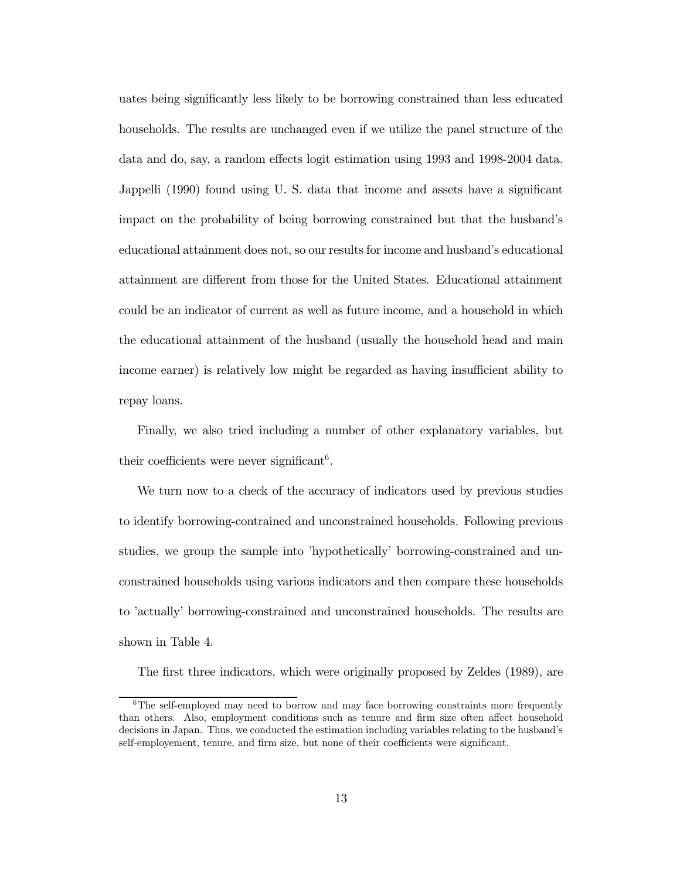uates being significantly less likely to be borrowing constrained than less educated households. The results are unchanged even if we utilize the panel structure of the data and do, say, a random effects logit estimation using 1993 and 1998-2004 data. Jappelli (1990) found using U. S. data that income and assets have a significant impact on the probability of being borrowing constrained but that the husband's educational attainment does not, so our results for income and husband's educational attainment are different from those for the United States. Educational attainment could be an indicator of current as well as future income, and a household in which the educational attainment of the husband (usually the household head and main income earner) is relatively low might be regarded as having insufficient ability to repay loans.

Finally, we also tried including a number of other explanatory variables, but their coefficients were never significant[6].

We turn now to a check of the accuracy of indicators used by previous studies to identify borrowing-contrained and unconstrained households. Following previous studies, we group the sample into 'hypothetically' borrowing-constrained and unconstrained households using various indicators and then compare these households to 'actually' borrowing-constrained and unconstrained households. The results are shown in Table 4.

The first three indicators, which were originally proposed by Zeldes (1989), are

[6] The self-employed may need to borrow and may face borrowing constraints more frequently than others. Also, employment conditions such as tenure and firm size often affect household decisions in Japan. Thus, we conducted the estimation including variables relating to the husband's self-employement, tenure, and firm size, but none of their coefficients were significant.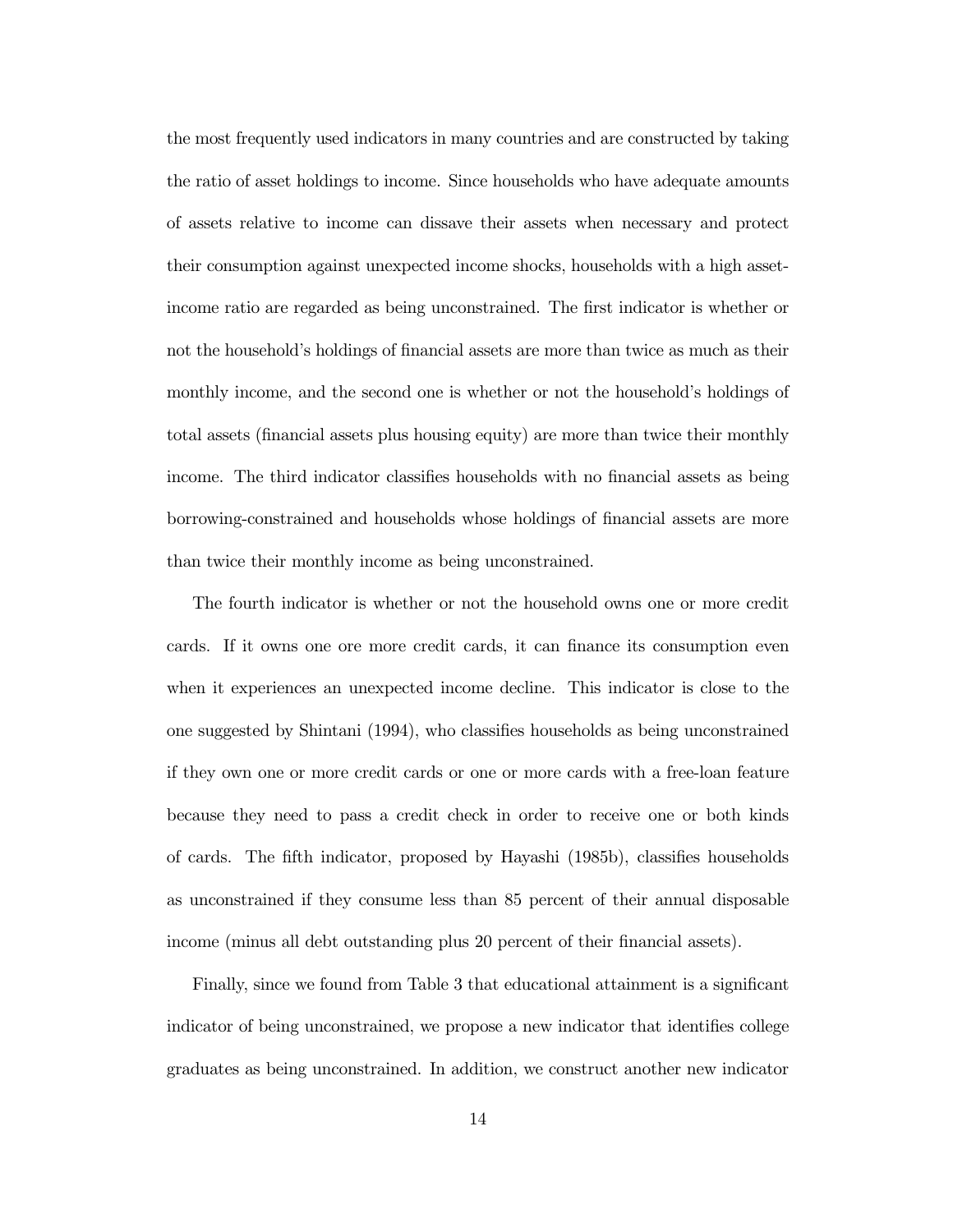the most frequently used indicators in many countries and are constructed by taking the ratio of asset holdings to income. Since households who have adequate amounts of assets relative to income can dissave their assets when necessary and protect their consumption against unexpected income shocks, households with a high asset-income ratio are regarded as being unconstrained. The first indicator is whether or not the household's holdings of financial assets are more than twice as much as their monthly income, and the second one is whether or not the household's holdings of total assets (financial assets plus housing equity) are more than twice their monthly income. The third indicator classifies households with no financial assets as being borrowing-constrained and households whose holdings of financial assets are more than twice their monthly income as being unconstrained.

The fourth indicator is whether or not the household owns one or more credit cards. If it owns one ore more credit cards, it can finance its consumption even when it experiences an unexpected income decline. This indicator is close to the one suggested by Shintani (1994), who classifies households as being unconstrained if they own one or more credit cards or one or more cards with a free-loan feature because they need to pass a credit check in order to receive one or both kinds of cards. The fifth indicator, proposed by Hayashi (1985b), classifies households as unconstrained if they consume less than 85 percent of their annual disposable income (minus all debt outstanding plus 20 percent of their financial assets).

Finally, since we found from Table 3 that educational attainment is a significant indicator of being unconstrained, we propose a new indicator that identifies college graduates as being unconstrained. In addition, we construct another new indicator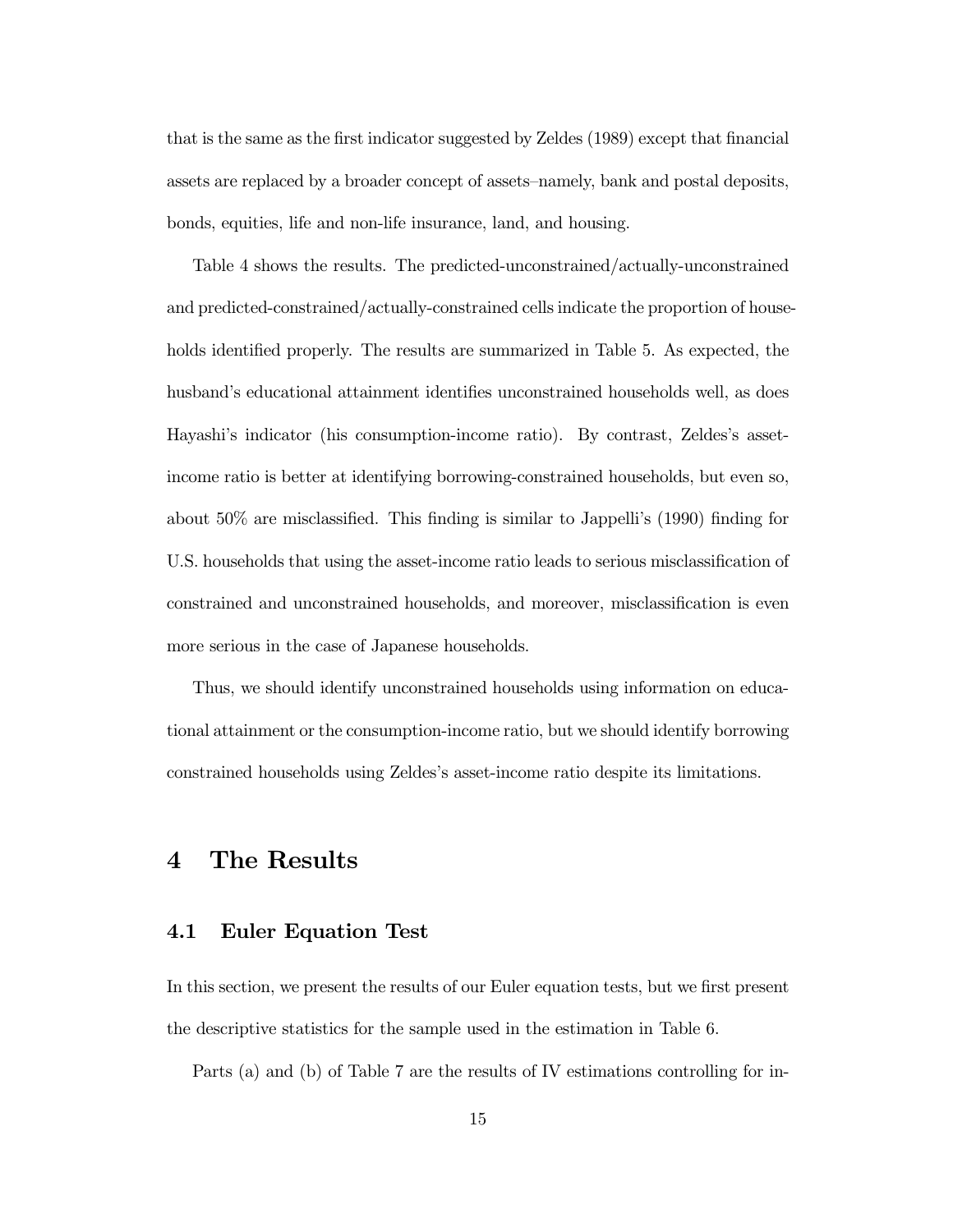that is the same as the first indicator suggested by Zeldes (1989) except that financial assets are replaced by a broader concept of assets–namely, bank and postal deposits, bonds, equities, life and non-life insurance, land, and housing.

Table 4 shows the results. The predicted-unconstrained/actually-unconstrained and predicted-constrained/actually-constrained cells indicate the proportion of households identified properly. The results are summarized in Table 5. As expected, the husband's educational attainment identifies unconstrained households well, as does Hayashi's indicator (his consumption-income ratio). By contrast, Zeldes's asset-income ratio is better at identifying borrowing-constrained households, but even so, about 50% are misclassified. This finding is similar to Jappelli's (1990) finding for U.S. households that using the asset-income ratio leads to serious misclassification of constrained and unconstrained households, and moreover, misclassification is even more serious in the case of Japanese households.

Thus, we should identify unconstrained households using information on educational attainment or the consumption-income ratio, but we should identify borrowing constrained households using Zeldes's asset-income ratio despite its limitations.

# 4 The Results

## 4.1 Euler Equation Test

In this section, we present the results of our Euler equation tests, but we first present the descriptive statistics for the sample used in the estimation in Table 6.

Parts (a) and (b) of Table 7 are the results of IV estimations controlling for in-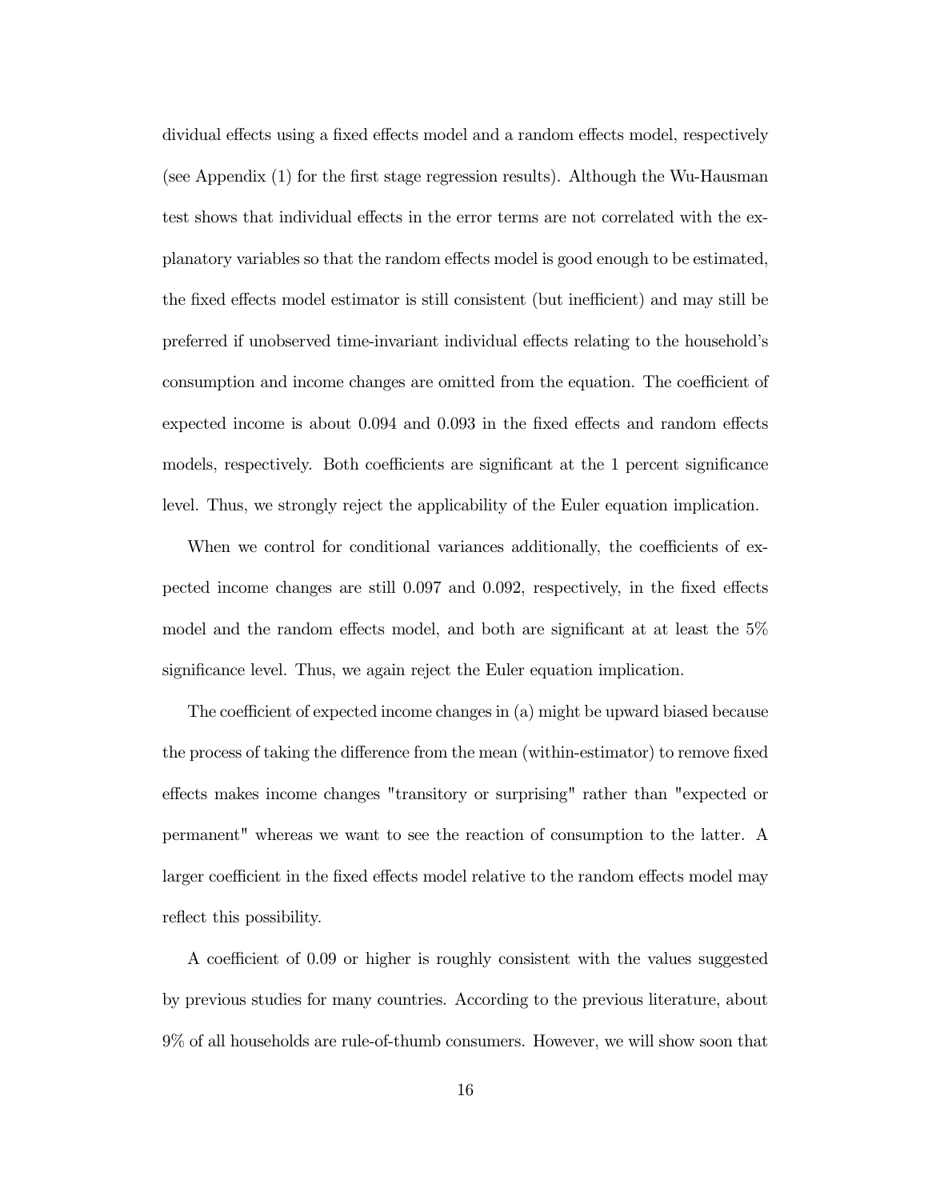dividual effects using a fixed effects model and a random effects model, respectively (see Appendix (1) for the first stage regression results). Although the Wu-Hausman test shows that individual effects in the error terms are not correlated with the explanatory variables so that the random effects model is good enough to be estimated, the fixed effects model estimator is still consistent (but inefficient) and may still be preferred if unobserved time-invariant individual effects relating to the household's consumption and income changes are omitted from the equation. The coefficient of expected income is about 0.094 and 0.093 in the fixed effects and random effects models, respectively. Both coefficients are significant at the 1 percent significance level. Thus, we strongly reject the applicability of the Euler equation implication.

When we control for conditional variances additionally, the coefficients of expected income changes are still 0.097 and 0.092, respectively, in the fixed effects model and the random effects model, and both are significant at at least the 5% significance level. Thus, we again reject the Euler equation implication.

The coefficient of expected income changes in (a) might be upward biased because the process of taking the difference from the mean (within-estimator) to remove fixed effects makes income changes "transitory or surprising" rather than "expected or permanent" whereas we want to see the reaction of consumption to the latter. A larger coefficient in the fixed effects model relative to the random effects model may reflect this possibility.

A coefficient of 0.09 or higher is roughly consistent with the values suggested by previous studies for many countries. According to the previous literature, about 9% of all households are rule-of-thumb consumers. However, we will show soon that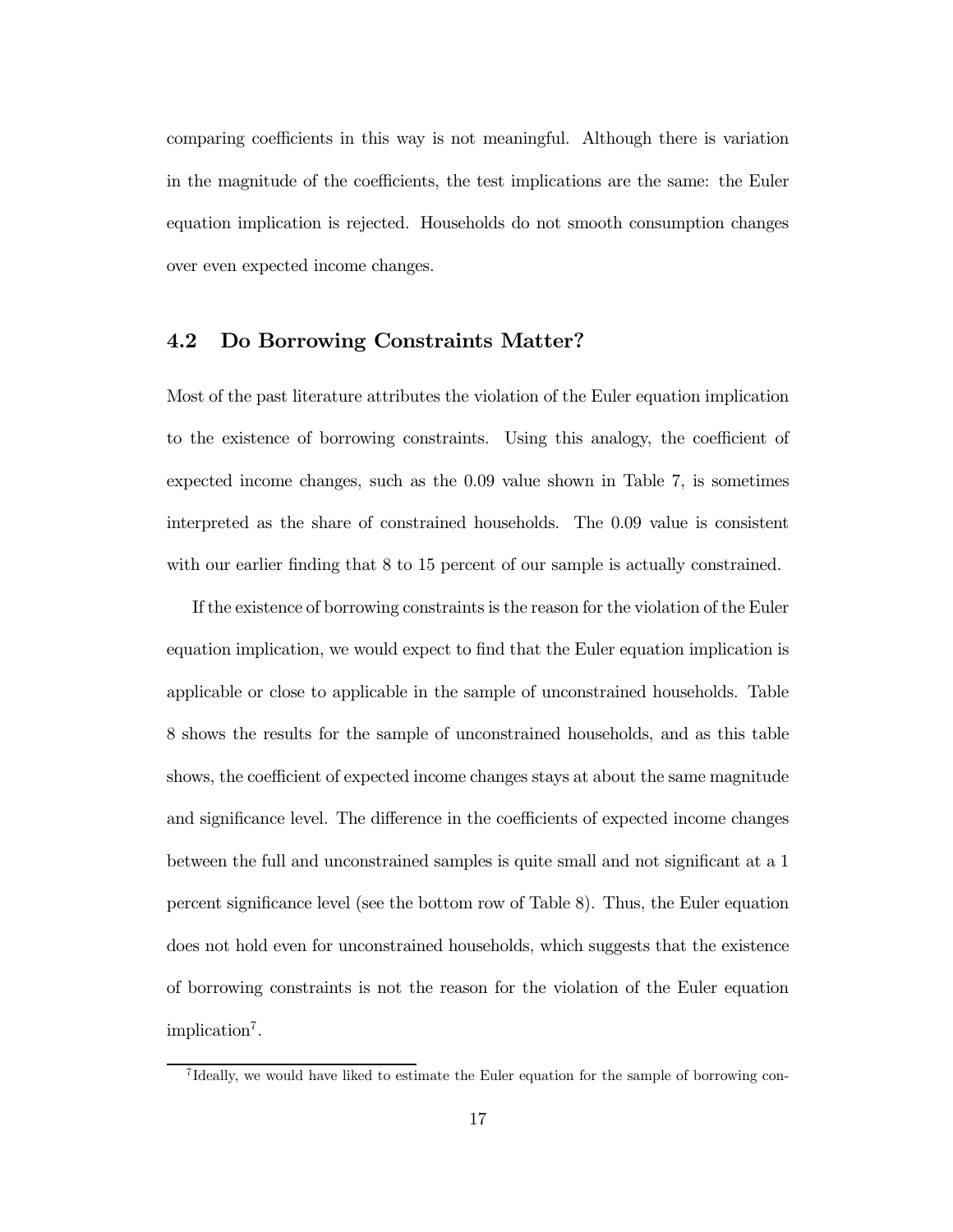comparing coefficients in this way is not meaningful. Although there is variation in the magnitude of the coefficients, the test implications are the same: the Euler equation implication is rejected. Households do not smooth consumption changes over even expected income changes.

## 4.2 Do Borrowing Constraints Matter?

Most of the past literature attributes the violation of the Euler equation implication to the existence of borrowing constraints. Using this analogy, the coefficient of expected income changes, such as the 0.09 value shown in Table 7, is sometimes interpreted as the share of constrained households. The 0.09 value is consistent with our earlier finding that 8 to 15 percent of our sample is actually constrained.

If the existence of borrowing constraints is the reason for the violation of the Euler equation implication, we would expect to find that the Euler equation implication is applicable or close to applicable in the sample of unconstrained households. Table 8 shows the results for the sample of unconstrained households, and as this table shows, the coefficient of expected income changes stays at about the same magnitude and significance level. The difference in the coefficients of expected income changes between the full and unconstrained samples is quite small and not significant at a 1 percent significance level (see the bottom row of Table 8). Thus, the Euler equation does not hold even for unconstrained households, which suggests that the existence of borrowing constraints is not the reason for the violation of the Euler equation implication[7].

[7] Ideally, we would have liked to estimate the Euler equation for the sample of borrowing con-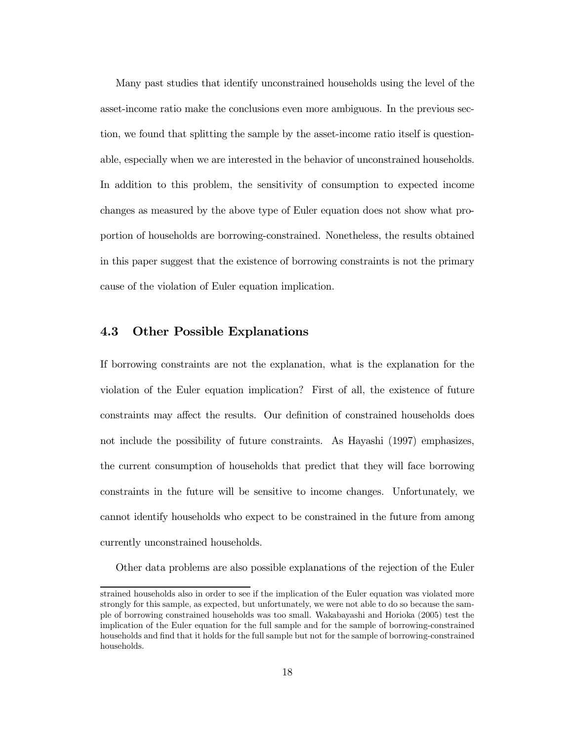Many past studies that identify unconstrained households using the level of the asset-income ratio make the conclusions even more ambiguous. In the previous section, we found that splitting the sample by the asset-income ratio itself is questionable, especially when we are interested in the behavior of unconstrained households. In addition to this problem, the sensitivity of consumption to expected income changes as measured by the above type of Euler equation does not show what proportion of households are borrowing-constrained. Nonetheless, the results obtained in this paper suggest that the existence of borrowing constraints is not the primary cause of the violation of Euler equation implication.

## 4.3 Other Possible Explanations

If borrowing constraints are not the explanation, what is the explanation for the violation of the Euler equation implication? First of all, the existence of future constraints may affect the results. Our definition of constrained households does not include the possibility of future constraints. As Hayashi (1997) emphasizes, the current consumption of households that predict that they will face borrowing constraints in the future will be sensitive to income changes. Unfortunately, we cannot identify households who expect to be constrained in the future from among currently unconstrained households.

Other data problems are also possible explanations of the rejection of the Euler

strained households also in order to see if the implication of the Euler equation was violated more strongly for this sample, as expected, but unfortunately, we were not able to do so because the sample of borrowing constrained households was too small. Wakabayashi and Horioka (2005) test the implication of the Euler equation for the full sample and for the sample of borrowing-constrained households and find that it holds for the full sample but not for the sample of borrowing-constrained households.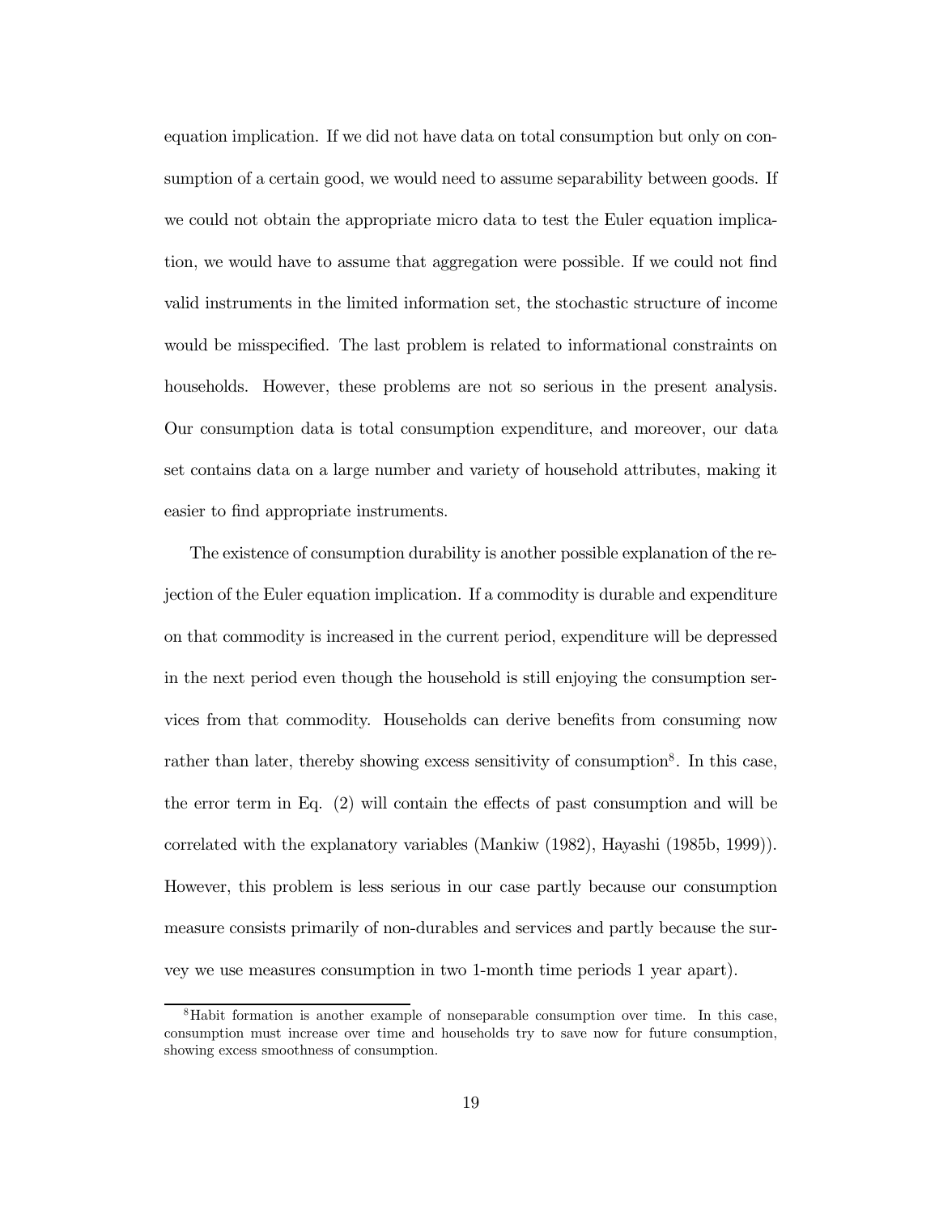equation implication. If we did not have data on total consumption but only on consumption of a certain good, we would need to assume separability between goods. If we could not obtain the appropriate micro data to test the Euler equation implication, we would have to assume that aggregation were possible. If we could not find valid instruments in the limited information set, the stochastic structure of income would be misspecified. The last problem is related to informational constraints on households. However, these problems are not so serious in the present analysis. Our consumption data is total consumption expenditure, and moreover, our data set contains data on a large number and variety of household attributes, making it easier to find appropriate instruments.

The existence of consumption durability is another possible explanation of the rejection of the Euler equation implication. If a commodity is durable and expenditure on that commodity is increased in the current period, expenditure will be depressed in the next period even though the household is still enjoying the consumption services from that commodity. Households can derive benefits from consuming now rather than later, thereby showing excess sensitivity of consumption[8]. In this case, the error term in Eq. (2) will contain the effects of past consumption and will be correlated with the explanatory variables (Mankiw (1982), Hayashi (1985b, 1999)). However, this problem is less serious in our case partly because our consumption measure consists primarily of non-durables and services and partly because the survey we use measures consumption in two 1-month time periods 1 year apart).

[8] Habit formation is another example of nonseparable consumption over time. In this case, consumption must increase over time and households try to save now for future consumption, showing excess smoothness of consumption.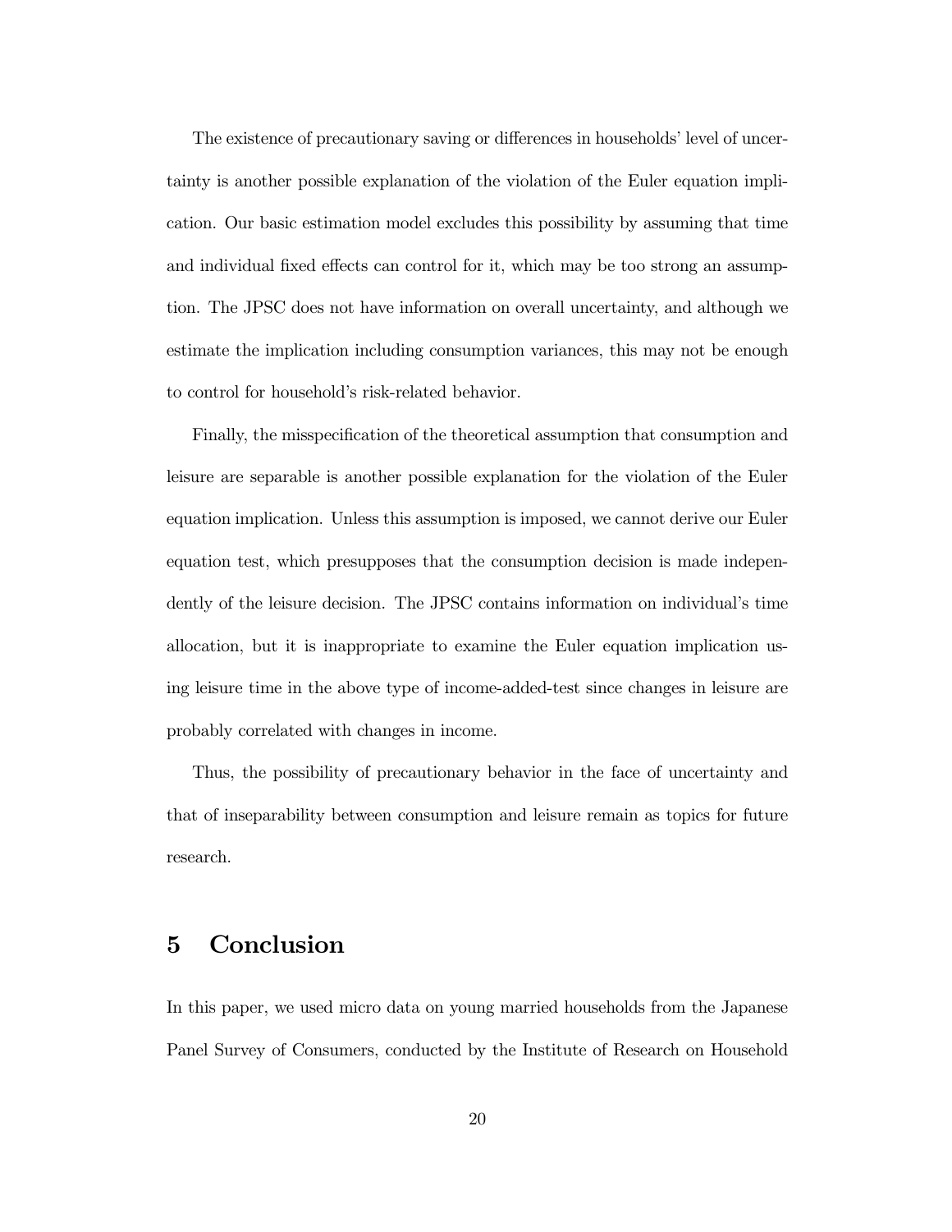The existence of precautionary saving or differences in households' level of uncertainty is another possible explanation of the violation of the Euler equation implication. Our basic estimation model excludes this possibility by assuming that time and individual fixed effects can control for it, which may be too strong an assumption. The JPSC does not have information on overall uncertainty, and although we estimate the implication including consumption variances, this may not be enough to control for household's risk-related behavior.

Finally, the misspecification of the theoretical assumption that consumption and leisure are separable is another possible explanation for the violation of the Euler equation implication. Unless this assumption is imposed, we cannot derive our Euler equation test, which presupposes that the consumption decision is made independently of the leisure decision. The JPSC contains information on individual's time allocation, but it is inappropriate to examine the Euler equation implication using leisure time in the above type of income-added-test since changes in leisure are probably correlated with changes in income.

Thus, the possibility of precautionary behavior in the face of uncertainty and that of inseparability between consumption and leisure remain as topics for future research.

## 5 Conclusion

In this paper, we used micro data on young married households from the Japanese Panel Survey of Consumers, conducted by the Institute of Research on Household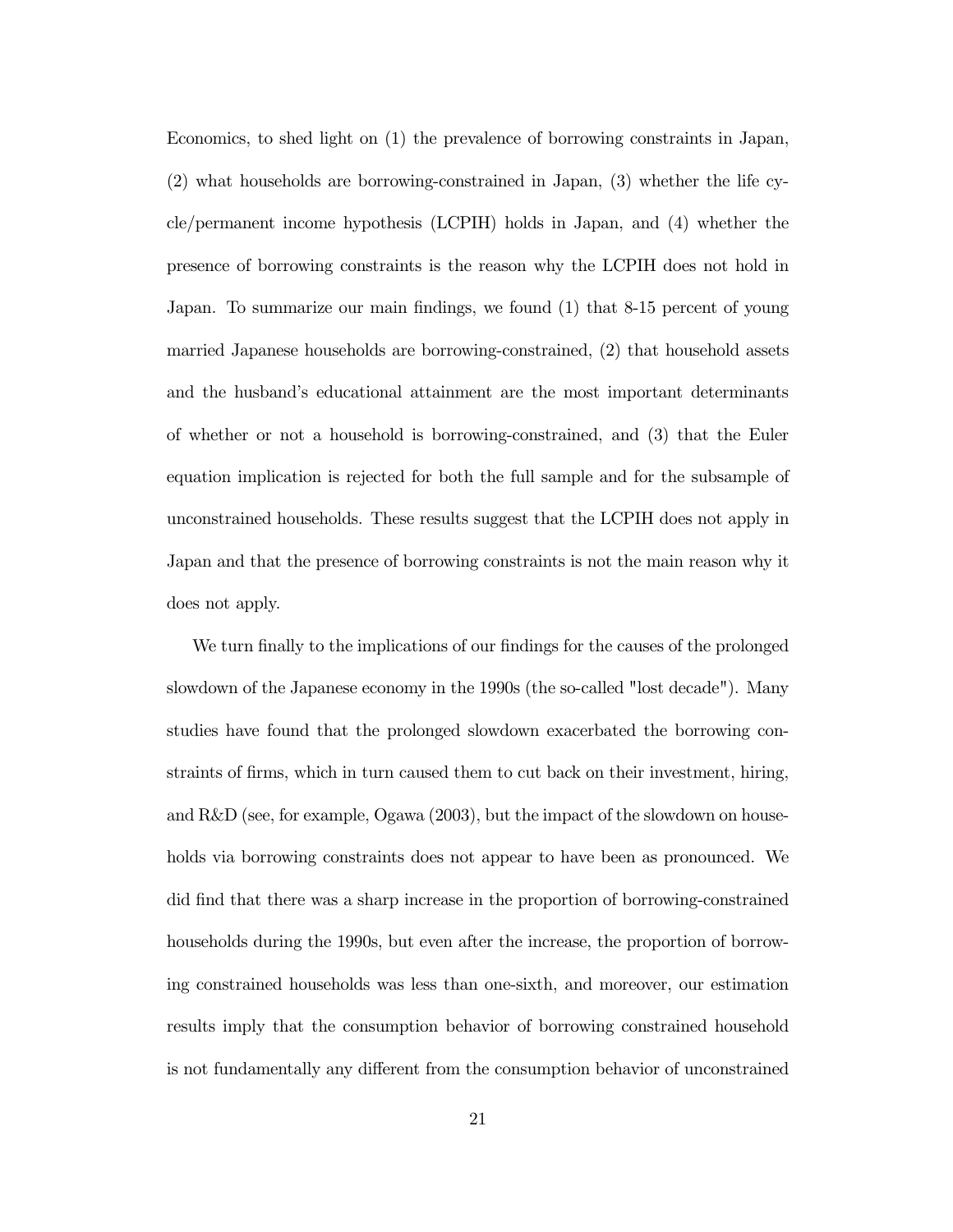Economics, to shed light on (1) the prevalence of borrowing constraints in Japan, (2) what households are borrowing-constrained in Japan, (3) whether the life cycle/permanent income hypothesis (LCPIH) holds in Japan, and (4) whether the presence of borrowing constraints is the reason why the LCPIH does not hold in Japan. To summarize our main findings, we found (1) that 8-15 percent of young married Japanese households are borrowing-constrained, (2) that household assets and the husband's educational attainment are the most important determinants of whether or not a household is borrowing-constrained, and (3) that the Euler equation implication is rejected for both the full sample and for the subsample of unconstrained households. These results suggest that the LCPIH does not apply in Japan and that the presence of borrowing constraints is not the main reason why it does not apply.

We turn finally to the implications of our findings for the causes of the prolonged slowdown of the Japanese economy in the 1990s (the so-called "lost decade"). Many studies have found that the prolonged slowdown exacerbated the borrowing constraints of firms, which in turn caused them to cut back on their investment, hiring, and R&D (see, for example, Ogawa (2003), but the impact of the slowdown on households via borrowing constraints does not appear to have been as pronounced. We did find that there was a sharp increase in the proportion of borrowing-constrained households during the 1990s, but even after the increase, the proportion of borrowing constrained households was less than one-sixth, and moreover, our estimation results imply that the consumption behavior of borrowing constrained household is not fundamentally any different from the consumption behavior of unconstrained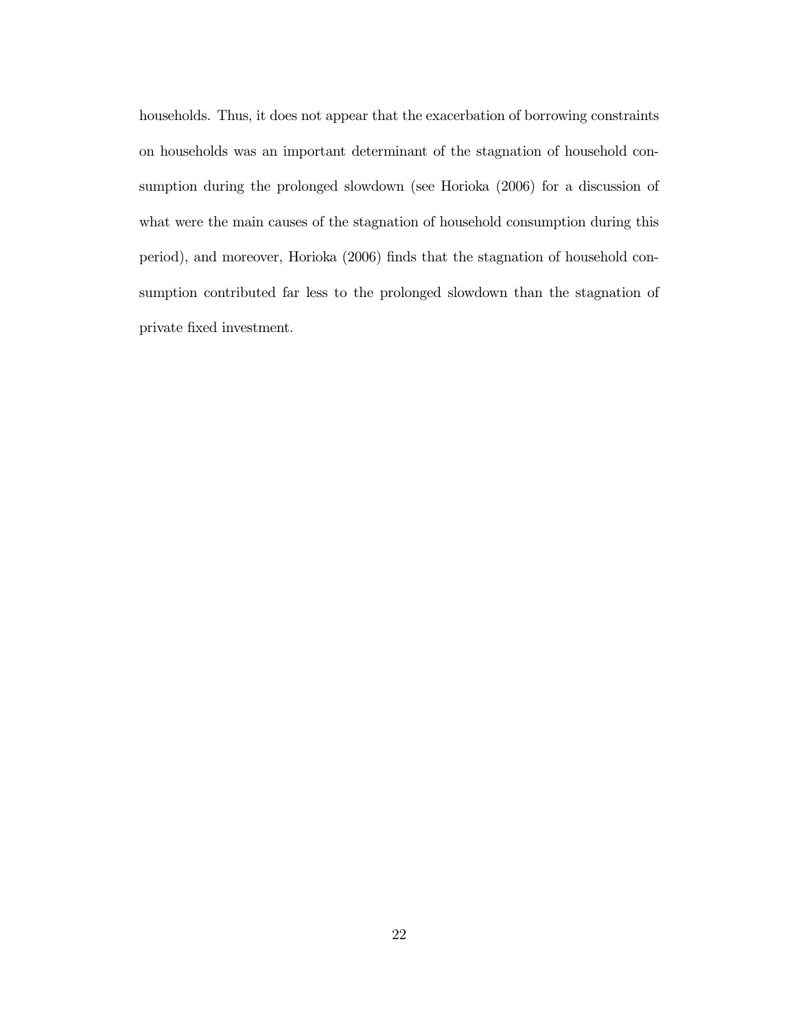households. Thus, it does not appear that the exacerbation of borrowing constraints on households was an important determinant of the stagnation of household consumption during the prolonged slowdown (see Horioka (2006) for a discussion of what were the main causes of the stagnation of household consumption during this period), and moreover, Horioka (2006) finds that the stagnation of household consumption contributed far less to the prolonged slowdown than the stagnation of private fixed investment.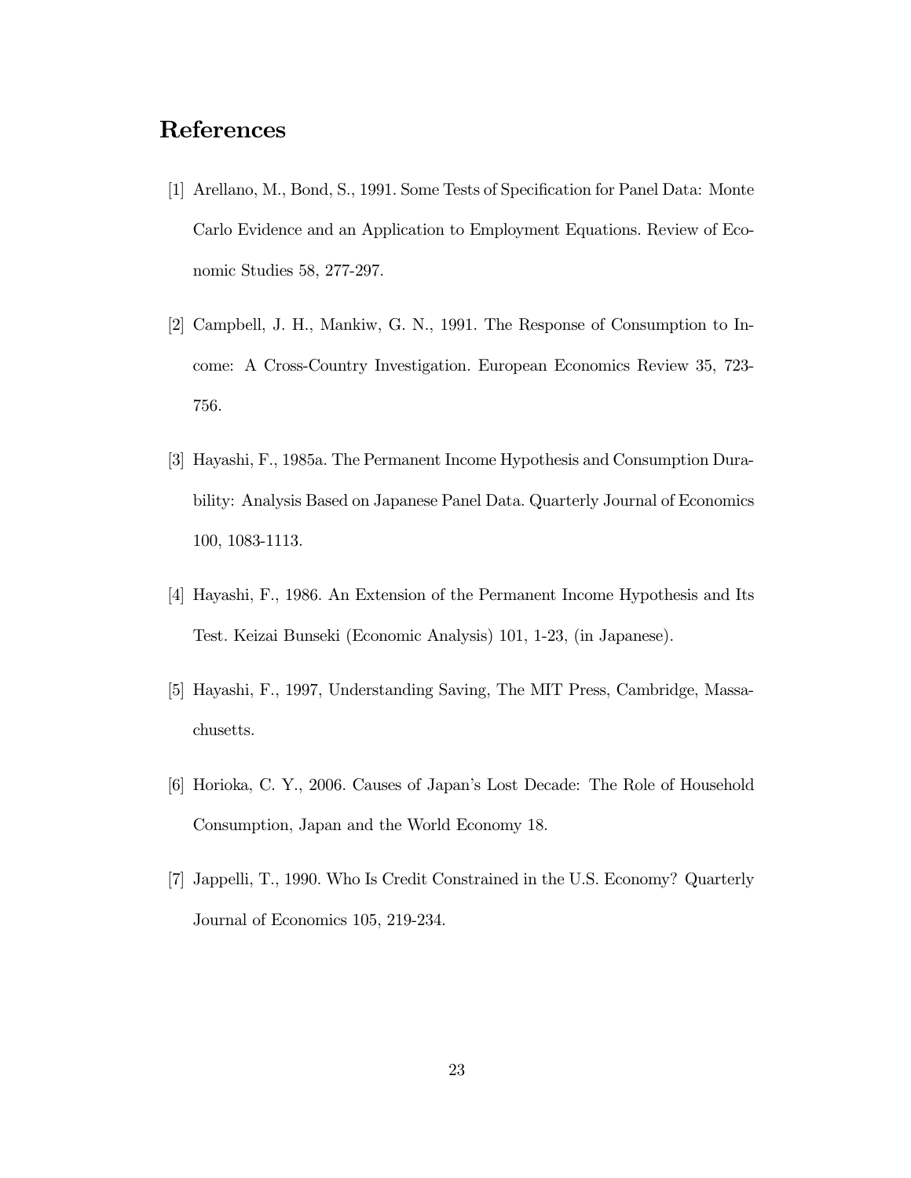# References

[1] Arellano, M., Bond, S., 1991. Some Tests of Specification for Panel Data: Monte Carlo Evidence and an Application to Employment Equations. Review of Economic Studies 58, 277-297.

[2] Campbell, J. H., Mankiw, G. N., 1991. The Response of Consumption to Income: A Cross-Country Investigation. European Economics Review 35, 723-756.

[3] Hayashi, F., 1985a. The Permanent Income Hypothesis and Consumption Durability: Analysis Based on Japanese Panel Data. Quarterly Journal of Economics 100, 1083-1113.

[4] Hayashi, F., 1986. An Extension of the Permanent Income Hypothesis and Its Test. Keizai Bunseki (Economic Analysis) 101, 1-23, (in Japanese).

[5] Hayashi, F., 1997, Understanding Saving, The MIT Press, Cambridge, Massachusetts.

[6] Horioka, C. Y., 2006. Causes of Japan's Lost Decade: The Role of Household Consumption, Japan and the World Economy 18.

[7] Jappelli, T., 1990. Who Is Credit Constrained in the U.S. Economy? Quarterly Journal of Economics 105, 219-234.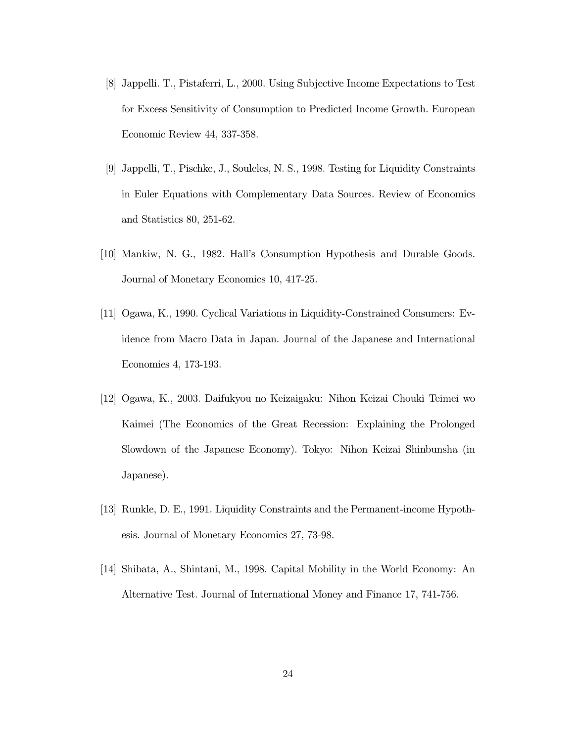[8] Jappelli. T., Pistaferri, L., 2000. Using Subjective Income Expectations to Test for Excess Sensitivity of Consumption to Predicted Income Growth. European Economic Review 44, 337-358.

[9] Jappelli, T., Pischke, J., Souleles, N. S., 1998. Testing for Liquidity Constraints in Euler Equations with Complementary Data Sources. Review of Economics and Statistics 80, 251-62.

[10] Mankiw, N. G., 1982. Hall's Consumption Hypothesis and Durable Goods. Journal of Monetary Economics 10, 417-25.

[11] Ogawa, K., 1990. Cyclical Variations in Liquidity-Constrained Consumers: Evidence from Macro Data in Japan. Journal of the Japanese and International Economies 4, 173-193.

[12] Ogawa, K., 2003. Daifukyou no Keizaigaku: Nihon Keizai Chouki Teimei wo Kaimei (The Economics of the Great Recession: Explaining the Prolonged Slowdown of the Japanese Economy). Tokyo: Nihon Keizai Shinbunsha (in Japanese).

[13] Runkle, D. E., 1991. Liquidity Constraints and the Permanent-income Hypothesis. Journal of Monetary Economics 27, 73-98.

[14] Shibata, A., Shintani, M., 1998. Capital Mobility in the World Economy: An Alternative Test. Journal of International Money and Finance 17, 741-756.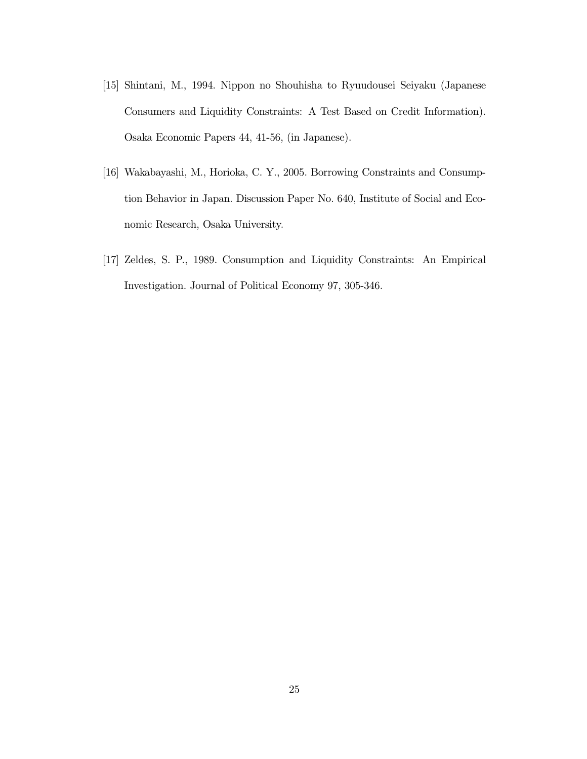[15] Shintani, M., 1994. Nippon no Shouhisha to Ryuudousei Seiyaku (Japanese Consumers and Liquidity Constraints: A Test Based on Credit Information). Osaka Economic Papers 44, 41-56, (in Japanese).

[16] Wakabayashi, M., Horioka, C. Y., 2005. Borrowing Constraints and Consumption Behavior in Japan. Discussion Paper No. 640, Institute of Social and Economic Research, Osaka University.

[17] Zeldes, S. P., 1989. Consumption and Liquidity Constraints: An Empirical Investigation. Journal of Political Economy 97, 305-346.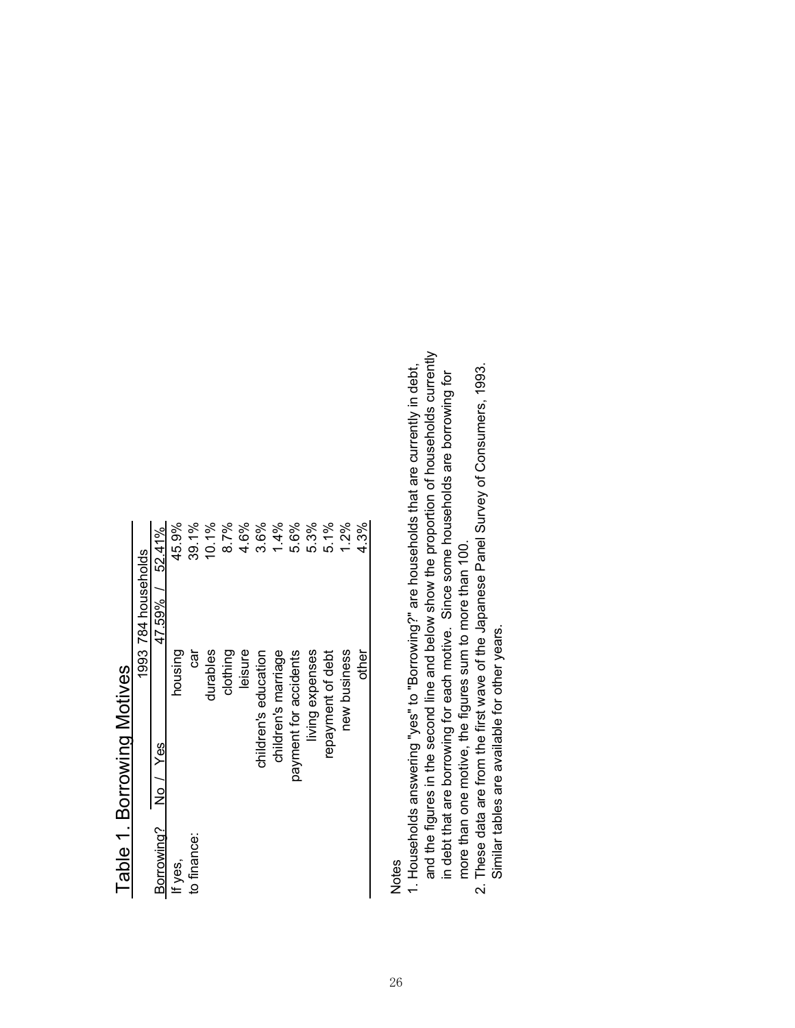# Table 1. Borrowing Motives

| Borrowing? | No / Yes | 1993 784 households |
|---|---|---|
| | | 47.59% / 52.41% |
| If yes, to finance: | housing | 45.9% |
| | car | 39.1% |
| | durables | 10.1% |
| | clothing | 8.7% |
| | leisure | 4.6% |
| | children's education | 3.6% |
| | children's marriage | 1.4% |
| | payment for accidents | 5.6% |
| | living expenses | 5.3% |
| | repayment of debt | 5.1% |
| | new business | 1.2% |
| | other | 4.3% |

Notes

1. Households answering "yes" to "Borrowing?" are households that are currently in debt, and the figures in the second line and below show the proportion of households currently in debt that are borrowing for each motive. Since some households are borrowing for more than one motive, the figures sum to more than 100.
2. These data are from the first wave of the Japanese Panel Survey of Consumers, 1993. Similar tables are available for other years.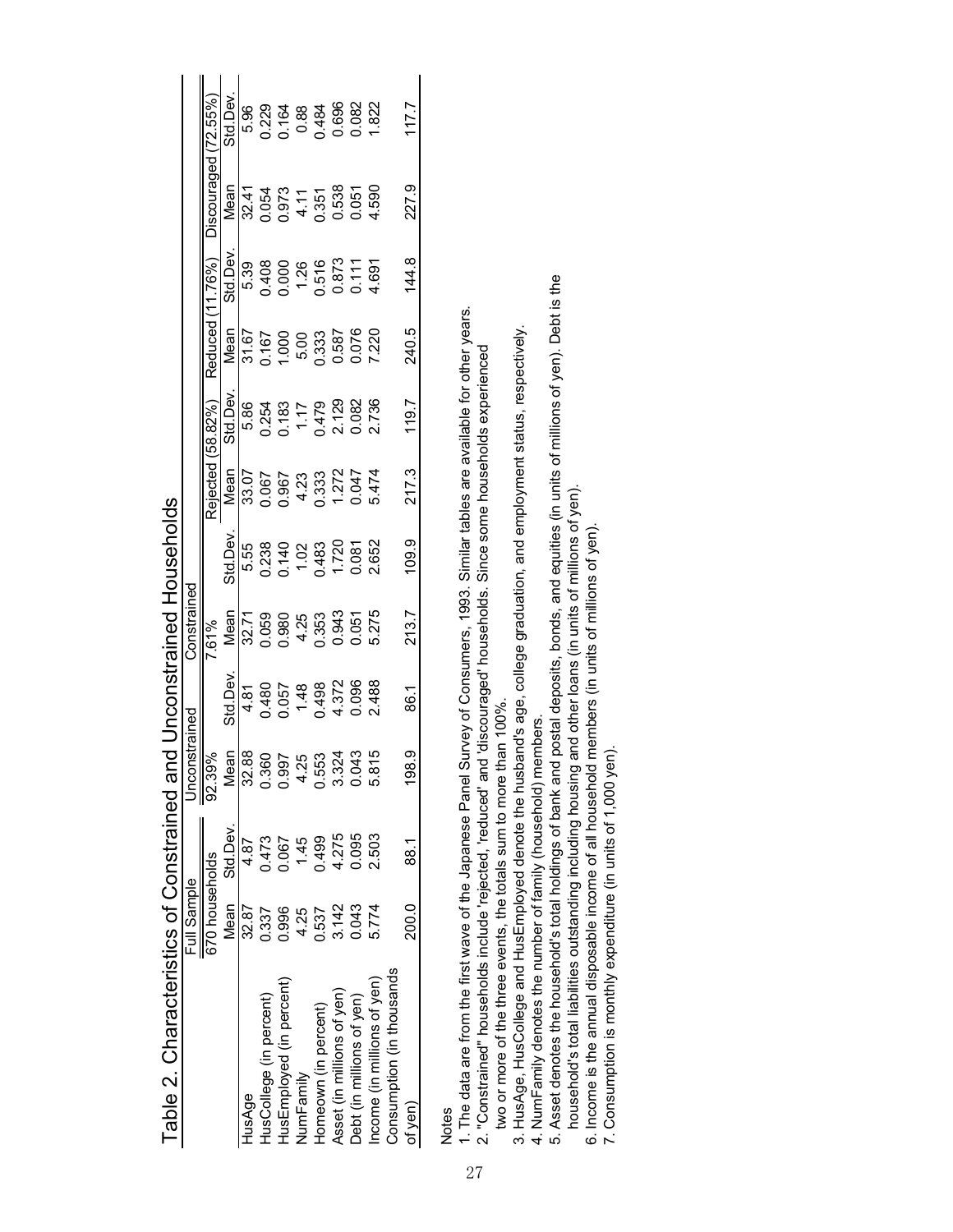# Table 2. Characteristics of Constrained and Unconstrained Households

| | Full Sample | | Unconstrained | | Constrained | | | | | | | |
|---|---|---|---|---|---|---|---|---|---|---|---|---|
| | 670 households | | 92.39% | | 7.61% | | Rejected (58.82%) | | Reduced (11.76%) | | Discouraged (72.55%) | |
| | Mean | Std.Dev. | Mean | Std.Dev. | Mean | Std.Dev. | Mean | Std.Dev. | Mean | Std.Dev. | Mean | Std.Dev. |
| HusAge | 32.87 | 4.87 | 32.88 | 4.81 | 32.71 | 5.55 | 33.07 | 5.86 | 31.67 | 5.39 | 32.41 | 5.96 |
| HusCollege (in percent) | 0.337 | 0.473 | 0.360 | 0.480 | 0.059 | 0.238 | 0.067 | 0.254 | 0.167 | 0.408 | 0.054 | 0.229 |
| HusEmployed (in percent) | 0.996 | 0.067 | 0.997 | 0.057 | 0.980 | 0.140 | 0.967 | 0.183 | 1.000 | 0.000 | 0.973 | 0.164 |
| NumFamily | 4.25 | 1.45 | 4.25 | 1.48 | 4.25 | 1.02 | 4.23 | 1.17 | 5.00 | 1.26 | 4.11 | 0.88 |
| Homeown (in percent) | 0.537 | 0.499 | 0.553 | 0.498 | 0.353 | 0.483 | 0.333 | 0.479 | 0.333 | 0.516 | 0.351 | 0.484 |
| Asset (in millions of yen) | 3.142 | 4.275 | 3.324 | 4.372 | 0.943 | 1.720 | 1.272 | 2.129 | 0.587 | 0.873 | 0.538 | 0.696 |
| Debt (in millions of yen) | 0.043 | 0.095 | 0.043 | 0.096 | 0.051 | 0.081 | 0.047 | 0.082 | 0.076 | 0.111 | 0.051 | 0.082 |
| Income (in millions of yen) | 5.774 | 2.503 | 5.815 | 2.488 | 5.275 | 2.652 | 5.474 | 2.736 | 7.220 | 4.691 | 4.590 | 1.822 |
| Consumption (in thousands of yen) | 200.0 | 88.1 | 198.9 | 86.1 | 213.7 | 109.9 | 217.3 | 119.7 | 240.5 | 144.8 | 227.9 | 117.7 |

Notes

1. The data are from the first wave of the Japanese Panel Survey of Consumers, 1993. Similar tables are available for other years.
2. "Constrained" households include 'rejected,' 'reduced' and 'discouraged' households. Since some households experienced two or more of the three events, the totals sum to more than 100%.
3. HusAge, HusCollege and HusEmployed denote the husband's age, college graduation, and employment status, respectively.
4. NumFamily denotes the number of family (household) members.
5. Asset denotes the household's total holdings of bank and postal deposits, bonds, and equities (in units of millions of yen). Debt is the household's total liabilities outstanding including housing and other loans (in units of millions of yen).
6. Income is the annual disposable income of all household members (in units of millions of yen).
7. Consumption is monthly expenditure (in units of 1,000 yen).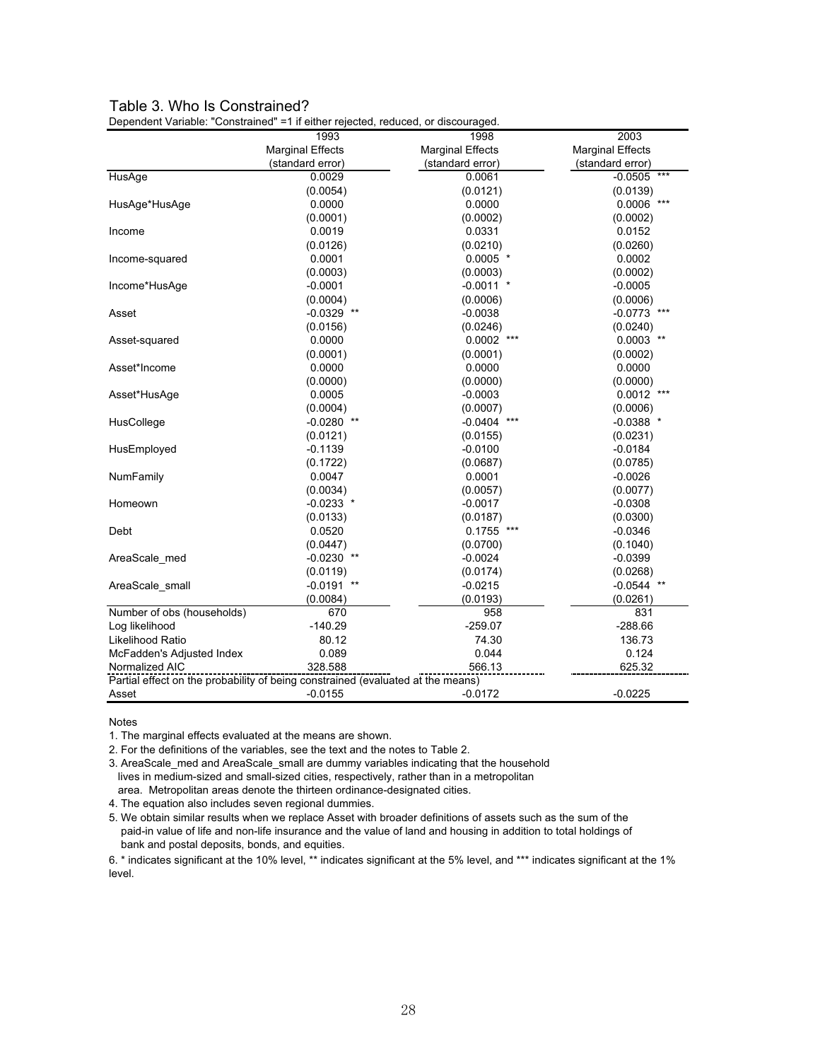## Table 3. Who Is Constrained?

Dependent Variable: "Constrained" =1 if either rejected, reduced, or discouraged.

| | 1993 | 1998 | 2003 |
|---|---|---|---|
| | Marginal Effects (standard error) | Marginal Effects (standard error) | Marginal Effects (standard error) |
| HusAge | 0.0029 | 0.0061 | -0.0505 *** |
| | (0.0054) | (0.0121) | (0.0139) |
| HusAge*HusAge | 0.0000 | 0.0000 | 0.0006 *** |
| | (0.0001) | (0.0002) | (0.0002) |
| Income | 0.0019 | 0.0331 | 0.0152 |
| | (0.0126) | (0.0210) | (0.0260) |
| Income-squared | 0.0001 | 0.0005 * | 0.0002 |
| | (0.0003) | (0.0003) | (0.0002) |
| Income*HusAge | -0.0001 | -0.0011 * | -0.0005 |
| | (0.0004) | (0.0006) | (0.0006) |
| Asset | -0.0329 ** | -0.0038 | -0.0773 *** |
| | (0.0156) | (0.0246) | (0.0240) |
| Asset-squared | 0.0000 | 0.0002 *** | 0.0003 ** |
| | (0.0001) | (0.0001) | (0.0002) |
| Asset*Income | 0.0000 | 0.0000 | 0.0000 |
| | (0.0000) | (0.0000) | (0.0000) |
| Asset*HusAge | 0.0005 | -0.0003 | 0.0012 *** |
| | (0.0004) | (0.0007) | (0.0006) |
| HusCollege | -0.0280 ** | -0.0404 *** | -0.0388 * |
| | (0.0121) | (0.0155) | (0.0231) |
| HusEmployed | -0.1139 | -0.0100 | -0.0184 |
| | (0.1722) | (0.0687) | (0.0785) |
| NumFamily | 0.0047 | 0.0001 | -0.0026 |
| | (0.0034) | (0.0057) | (0.0077) |
| Homeown | -0.0233 * | -0.0017 | -0.0308 |
| | (0.0133) | (0.0187) | (0.0300) |
| Debt | 0.0520 | 0.1755 *** | -0.0346 |
| | (0.0447) | (0.0700) | (0.1040) |
| AreaScale_med | -0.0230 ** | -0.0024 | -0.0399 |
| | (0.0119) | (0.0174) | (0.0268) |
| AreaScale_small | -0.0191 ** | -0.0215 | -0.0544 ** |
| | (0.0084) | (0.0193) | (0.0261) |
| Number of obs (households) | 670 | 958 | 831 |
| Log likelihood | -140.29 | -259.07 | -288.66 |
| Likelihood Ratio | 80.12 | 74.30 | 136.73 |
| McFadden's Adjusted Index | 0.089 | 0.044 | 0.124 |
| Normalized AIC | 328.588 | 566.13 | 625.32 |
| Partial effect on the probability of being constrained (evaluated at the means) | | | |
| Asset | -0.0155 | -0.0172 | -0.0225 |

Notes

1. The marginal effects evaluated at the means are shown.
2. For the definitions of the variables, see the text and the notes to Table 2.
3. AreaScale_med and AreaScale_small are dummy variables indicating that the household lives in medium-sized and small-sized cities, respectively, rather than in a metropolitan area. Metropolitan areas denote the thirteen ordinance-designated cities.
4. The equation also includes seven regional dummies.
5. We obtain similar results when we replace Asset with broader definitions of assets such as the sum of the paid-in value of life and non-life insurance and the value of land and housing in addition to total holdings of bank and postal deposits, bonds, and equities.
6. * indicates significant at the 10% level, ** indicates significant at the 5% level, and *** indicates significant at the 1% level.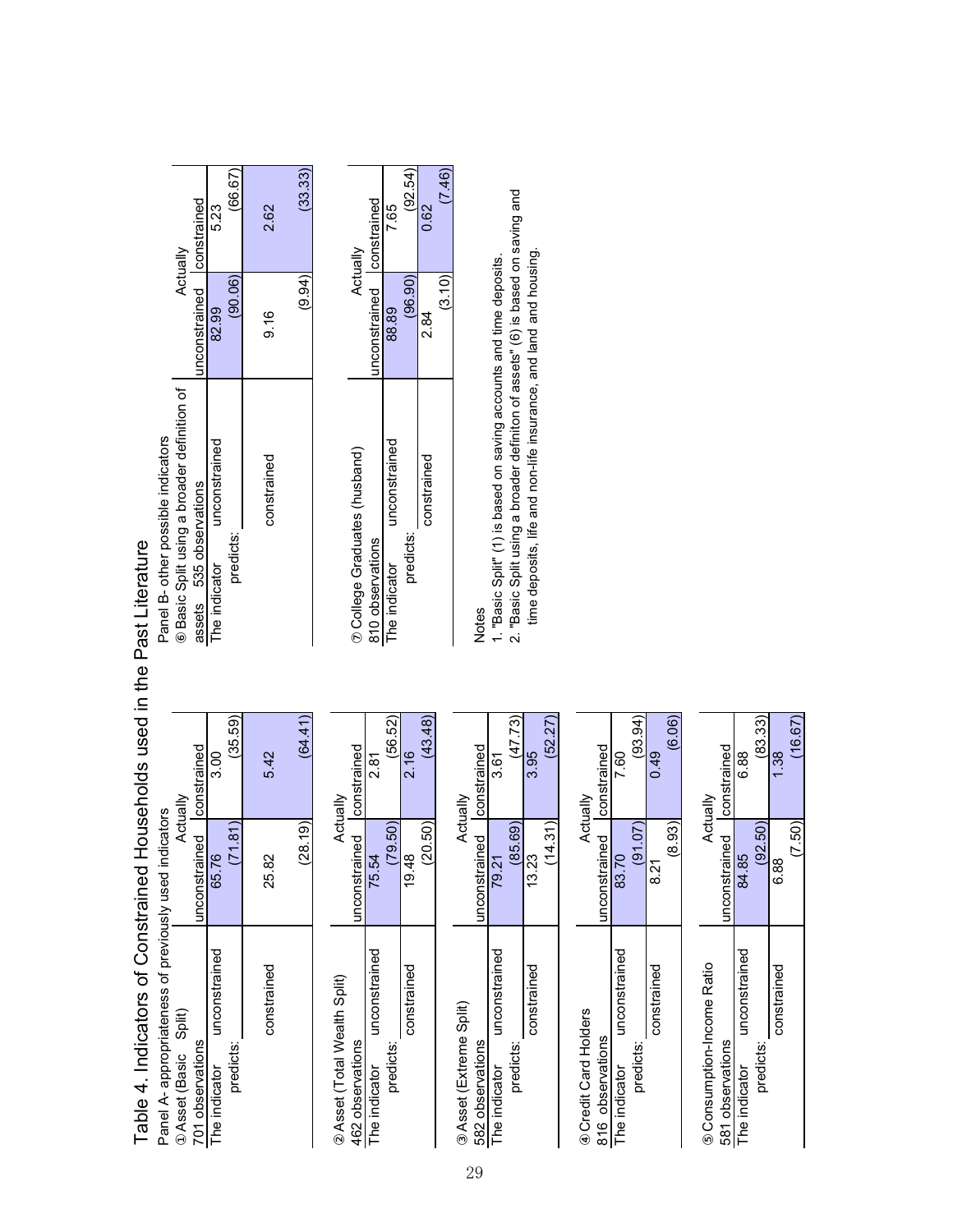# Table 4. Indicators of Constrained Households used in the Past Literature

## Panel A- appropriateness of previously used indicators

① Asset (Basic Split)
701 observations

| | | Actually unconstrained | Actually constrained |
|---|---|---|---|
| The indicator predicts: | unconstrained | 65.76 (71.81) | 3.00 (35.59) |
| | constrained | 25.82 (28.19) | 5.42 (64.41) |

② Asset (Total Wealth Split)
462 observations

| | | Actually unconstrained | Actually constrained |
|---|---|---|---|
| The indicator predicts: | unconstrained | 75.54 (79.50) | 2.81 (56.52) |
| | constrained | 19.48 (20.50) | 2.16 (43.48) |

③ Asset (Extreme Split)
582 observations

| | | Actually unconstrained | Actually constrained |
|---|---|---|---|
| The indicator predicts: | unconstrained | 79.21 (85.69) | 3.61 (47.73) |
| | constrained | 13.23 (14.31) | 3.95 (52.27) |

④ Credit Card Holders
816 observations

| | | Actually unconstrained | Actually constrained |
|---|---|---|---|
| The indicator predicts: | unconstrained | 83.70 (91.07) | 7.60 (93.94) |
| | constrained | 8.21 (8.93) | 0.49 (6.06) |

⑤ Consumption-Income Ratio
581 observations

| | | Actually unconstrained | Actually constrained |
|---|---|---|---|
| The indicator predicts: | unconstrained | 84.85 (92.50) | 6.88 (83.33) |
| | constrained | 6.88 (7.50) | 1.38 (16.67) |

## Panel B- other possible indicators

⑥ Basic Split using a broader definition of assets 535 observations

| | | Actually unconstrained | Actually constrained |
|---|---|---|---|
| The indicator predicts: | unconstrained | 82.99 (90.06) | 5.23 (66.67) |
| | constrained | 9.16 (9.94) | 2.62 (33.33) |

⑦ College Graduates (husband)
810 observations

| | | Actually unconstrained | Actually constrained |
|---|---|---|---|
| The indicator predicts: | unconstrained | 88.89 (96.90) | 7.65 (92.54) |
| | constrained | 2.84 (3.10) | 0.62 (7.46) |

Notes
1. "Basic Split" (1) is based on saving accounts and time deposits.
2. "Basic Split using a broader definiton of assets" (6) is based on saving and time deposits, life and non-life insurance, and land and housing.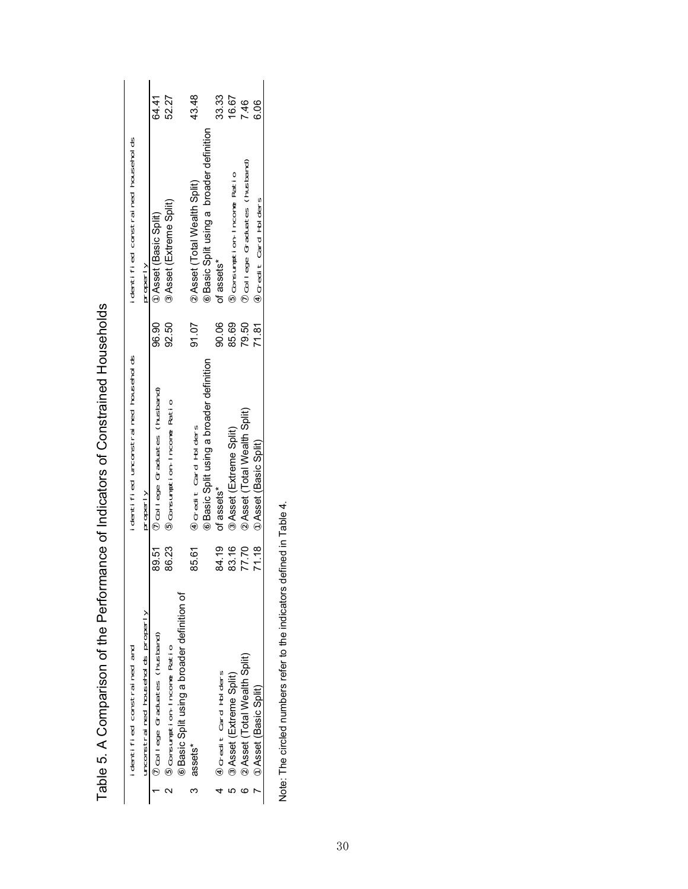# Table 5. A Comparison of the Performance of Indicators of Constrained Households

| | identified constrained and unconstrained households properly | | identified unconstrained households properly | | identified constrained households properly | |
|---|---|---|---|---|---|---|
| 1 | ⑦College Graduates (husband) | 89.51 | ⑦College Graduates (husband) | 96.90 | ①Asset (Basic Split) | 64.41 |
| 2 | ⑤Consumption-Income Ratio | 86.23 | ⑤Consumption-Income Ratio | 92.50 | ③Asset (Extreme Split) | 52.27 |
| 3 | ⑥Basic Split using a broader definition of assets* | 85.61 | ④Credit Card Holders | 91.07 | ②Asset (Total Wealth Split) | 43.48 |
| 4 | ④Credit Card Holders | 84.19 | ⑥Basic Split using a broader definition of assets* | 90.06 | ⑥Basic Split using a broader definition of assets* | 33.33 |
| 5 | ③Asset (Extreme Split) | 83.16 | ③Asset (Extreme Split) | 85.69 | ⑤Consumption-Income Ratio | 16.67 |
| 6 | ②Asset (Total Wealth Split) | 77.70 | ②Asset (Total Wealth Split) | 79.50 | ⑦College Graduates (husband) | 7.46 |
| 7 | ①Asset (Basic Split) | 71.18 | ①Asset (Basic Split) | 71.81 | ④Credit Card Holders | 6.06 |

Note: The circled numbers refer to the indicators defined in Table 4.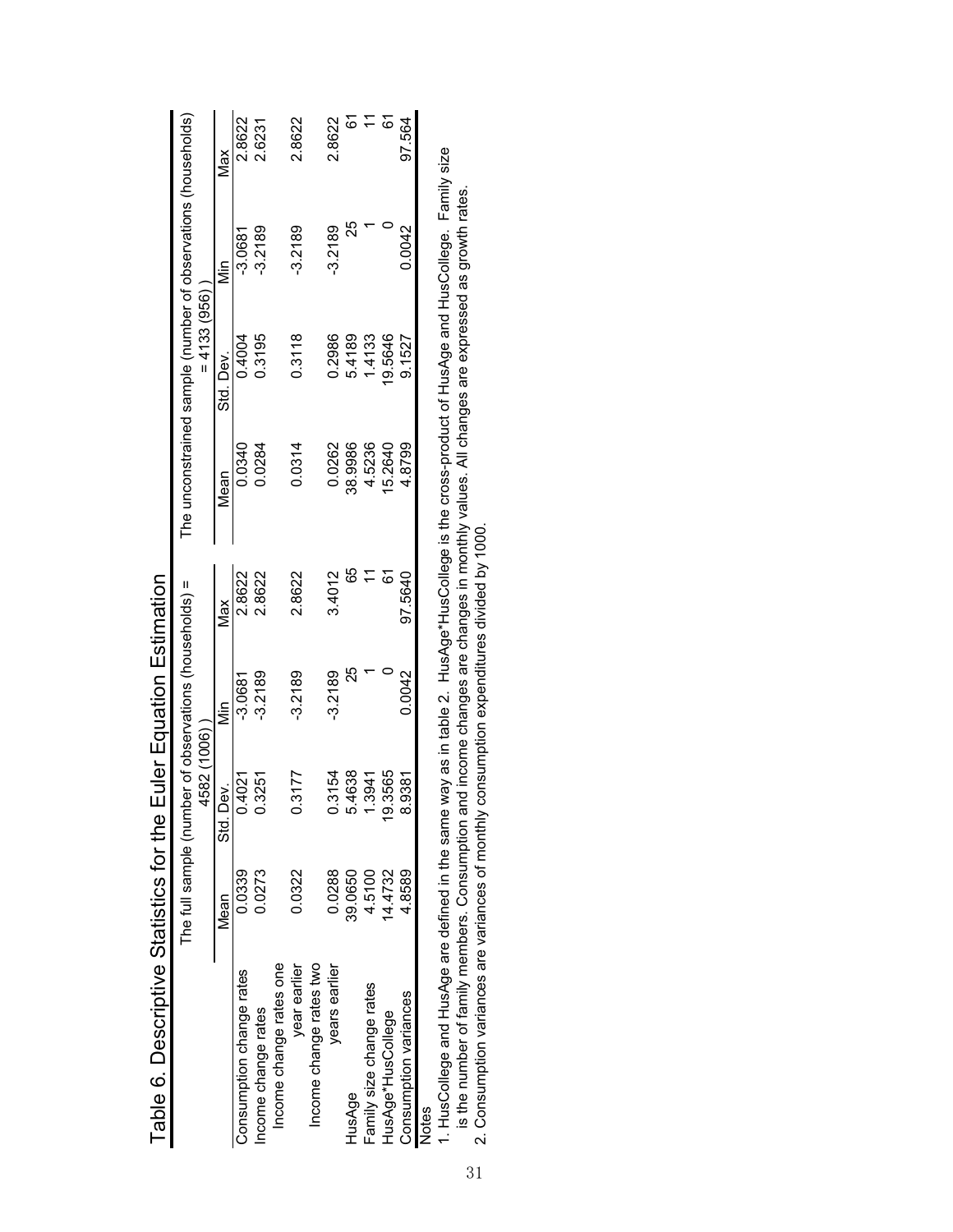# Table 6. Descriptive Statistics for the Euler Equation Estimation

| | The full sample (number of observations (households) = 4582 (1006)) | | | | The unconstrained sample (number of observations (households) = 4133 (956)) | | | |
|---|---|---|---|---|---|---|---|---|
| | Mean | Std. Dev. | Min | Max | Mean | Std. Dev. | Min | Max |
| Consumption change rates | 0.0339 | 0.4021 | -3.0681 | 2.8622 | 0.0340 | 0.4004 | -3.0681 | 2.8622 |
| Income change rates | 0.0273 | 0.3251 | -3.2189 | 2.8622 | 0.0284 | 0.3195 | -3.2189 | 2.6231 |
| Income change rates one year earlier | 0.0322 | 0.3177 | -3.2189 | 2.8622 | 0.0314 | 0.3118 | -3.2189 | 2.8622 |
| Income change rates two years earlier | 0.0288 | 0.3154 | -3.2189 | 3.4012 | 0.0262 | 0.2986 | -3.2189 | 2.8622 |
| HusAge | 39.0650 | 5.4638 | 25 | 65 | 38.9986 | 5.4189 | 25 | 61 |
| Family size change rates | 4.5100 | 1.3941 | 1 | 11 | 4.5236 | 1.4133 | 1 | 11 |
| HusAge*HusCollege | 14.4732 | 19.3565 | 0 | 61 | 15.2640 | 19.5646 | 0 | 61 |
| Consumption variances | 4.8589 | 8.9381 | 0.0042 | 97.5640 | 4.8799 | 9.1527 | 0.0042 | 97.564 |

Notes

1. HusCollege and HusAge are defined in the same way as in table 2. HusAge*HusCollege is the cross-product of HusAge and HusCollege. Family size is the number of family members. Consumption and income changes are changes in monthly values. All changes are expressed as growth rates.
2. Consumption variances are variances of monthly consumption expenditures divided by 1000.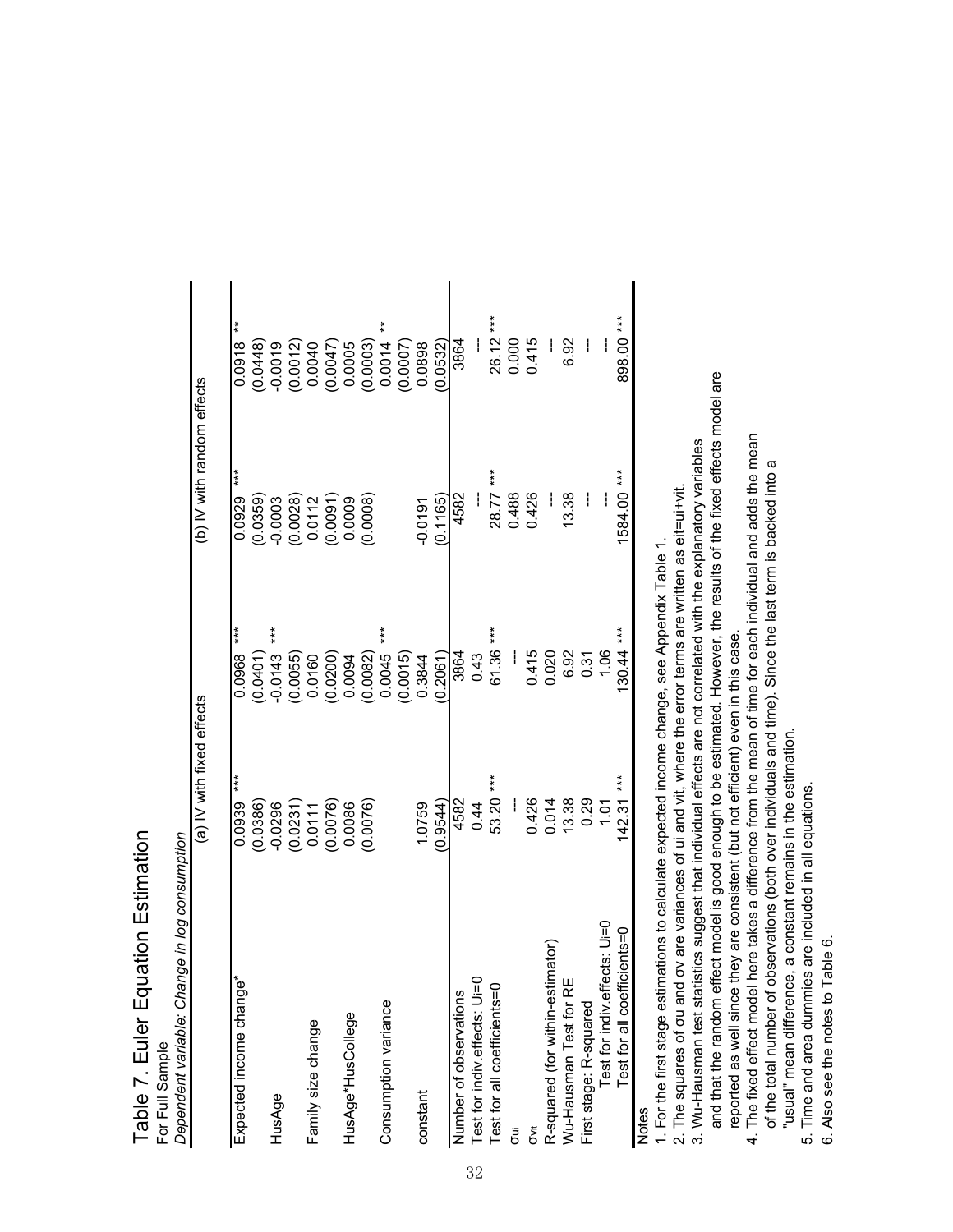# Table 7. Euler Equation Estimation

For Full Sample

*Dependent variable: Change in log consumption*

| | (a) IV with fixed effects | | (b) IV with random effects | |
|---|---|---|---|---|
| Expected income change* | 0.0939 *** | 0.0968 *** | 0.0929 *** | 0.0918 ** |
| | (0.0386) | (0.0401) | (0.0359) | (0.0448) |
| HusAge | -0.0296 | -0.0143 *** | -0.0003 | -0.0019 |
| | (0.0231) | (0.0055) | (0.0028) | (0.0012) |
| Family size change | 0.0111 | 0.0160 | 0.0112 | 0.0040 |
| | (0.0076) | (0.0200) | (0.0091) | (0.0047) |
| HusAge*HusCollege | 0.0086 | 0.0094 | 0.0009 | 0.0005 |
| | (0.0076) | (0.0082) | (0.0008) | (0.0003) |
| Consumption variance | | 0.0045 *** | | 0.0014 ** |
| | | (0.0015) | | (0.0007) |
| constant | 1.0759 | 0.3844 | -0.0191 | 0.0898 |
| | (0.9544) | (0.2061) | (0.1165) | (0.0532) |
| Number of observations | 4582 | 3864 | 4582 | 3864 |
| Test for indiv.effects: Ui=0 | 0.44 | 0.43 | --- | --- |
| Test for all coefficients=0 | 53.20 *** | 61.36 *** | 28.77 *** | 26.12 *** |
| $\sigma_{ui}$ | --- | --- | 0.488 | 0.000 |
| $\sigma_{vit}$ | 0.426 | 0.415 | 0.426 | 0.415 |
| R-squared (for within-estimator) | 0.014 | 0.020 | --- | --- |
| Wu-Hausman Test for RE | 13.38 | 6.92 | 13.38 | 6.92 |
| First stage: R-squared | 0.29 | 0.31 | --- | --- |
| Test for indiv.effects: Ui=0 | 1.01 | 1.06 | --- | --- |
| Test for all coefficients=0 | 142.31 *** | 130.44 *** | 1584.00 *** | 898.00 *** |

Notes

1. For the first stage estimations to calculate expected income change, see Appendix Table 1.
2. The squares of σu and σv are variances of ui and vit, where the error terms are written as eit=ui+vit.
3. Wu-Hausman test statistics suggest that individual effects are not correlated with the explanatory variables and that the random effect model is good enough to be estimated. However, the results of the fixed effects model are reported as well since they are consistent (but not efficient) even in this case.
4. The fixed effect model here takes a difference from the mean of time for each individual and adds the mean of the total number of observations (both over individuals and time). Since the last term is backed into a "usual" mean difference, a constant remains in the estimation.
5. Time and area dummies are included in all equations.
6. Also see the notes to Table 6.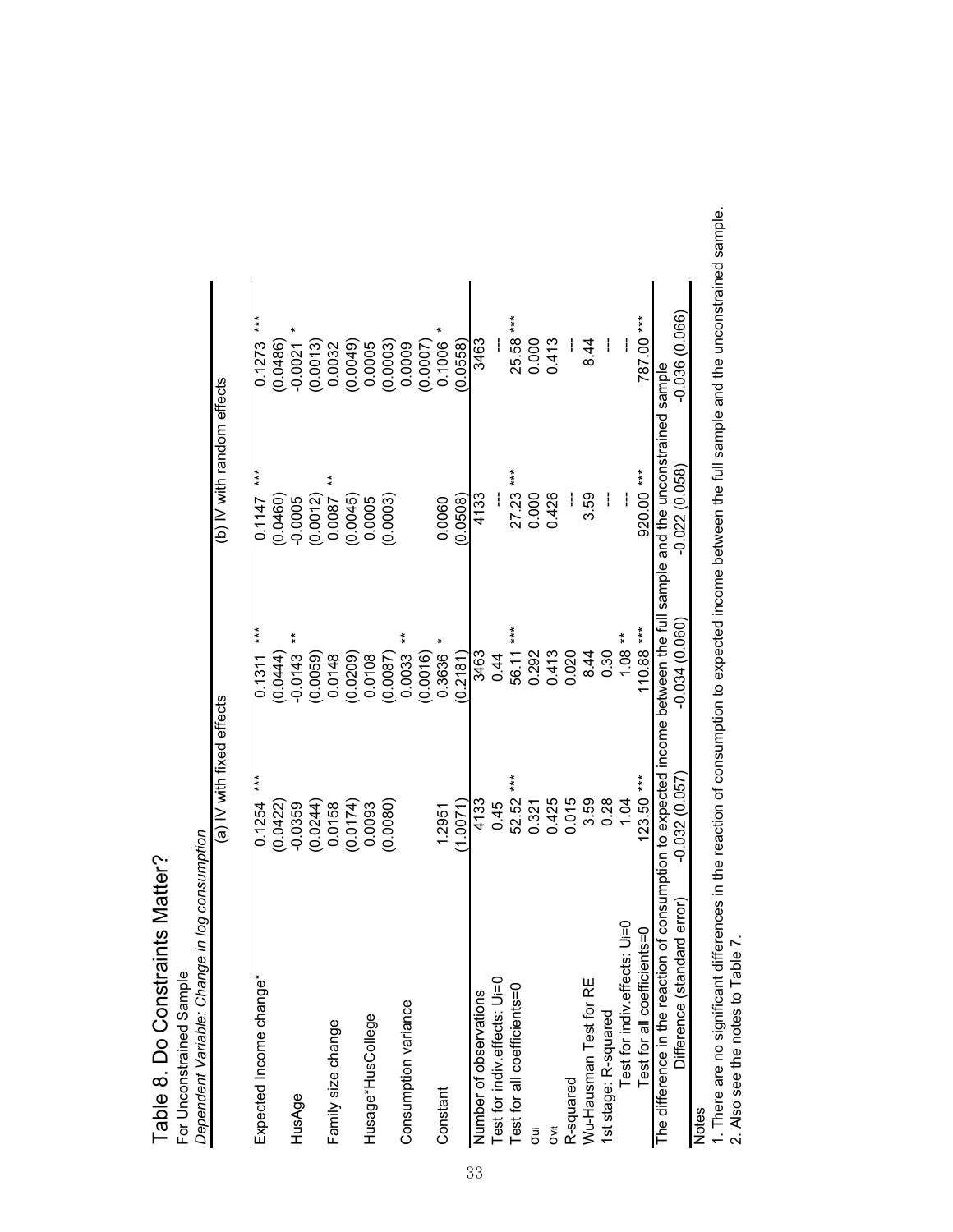# Table 8. Do Constraints Matter?

For Unconstrained Sample

*Dependent Variable: Change in log consumption*

| | (a) IV with fixed effects | | (b) IV with random effects | |
|---|---|---|---|---|
| Expected Income change* | 0.1254 *** | 0.1311 *** | 0.1147 *** | 0.1273 *** |
| | (0.0422) | (0.0444) | (0.0460) | (0.0486) |
| HusAge | -0.0359 | -0.0143 ** | -0.0005 | -0.0021 * |
| | (0.0244) | (0.0059) | (0.0012) | (0.0013) |
| Family size change | 0.0158 | 0.0148 | 0.0087 ** | 0.0032 |
| | (0.0174) | (0.0209) | (0.0045) | (0.0049) |
| Husage*HusCollege | 0.0093 | 0.0108 | 0.0005 | 0.0005 |
| | (0.0080) | (0.0087) | (0.0003) | (0.0003) |
| Consumption variance | | 0.0033 ** | | 0.0009 |
| | | (0.0016) | | (0.0007) |
| Constant | 1.2951 | 0.3636 * | 0.0060 | 0.1006 * |
| | (1.0071) | (0.2181) | (0.0508) | (0.0558) |
| Number of observations | 4133 | 3463 | 4133 | 3463 |
| Test for indiv.effects: Ui=0 | 0.45 | 0.44 | --- | --- |
| Test for all coefficients=0 | 52.52 *** | 56.11 *** | 27.23 *** | 25.58 *** |
| $\sigma_{ui}$ | 0.321 | 0.292 | 0.000 | 0.000 |
| $\sigma_{vit}$ | 0.425 | 0.413 | 0.426 | 0.413 |
| R-squared | 0.015 | 0.020 | --- | --- |
| Wu-Hausman Test for RE | 3.59 | 8.44 | 3.59 | 8.44 |
| 1st stage: R-squared | 0.28 | 0.30 | --- | --- |
| Test for indiv.effects: Ui=0 | 1.04 | 1.08 ** | --- | --- |
| Test for all coefficients=0 | 123.50 *** | 110.88 *** | 920.00 *** | 787.00 *** |
| The difference in the reaction of consumption to expected income between the full sample and the unconstrained sample | | | | |
| Difference (standard error) | -0.032 (0.057) | -0.034 (0.060) | -0.022 (0.058) | -0.036 (0.066) |

Notes

1. There are no significant differences in the reaction of consumption to expected income between the full sample and the unconstrained sample.
2. Also see the notes to Table 7.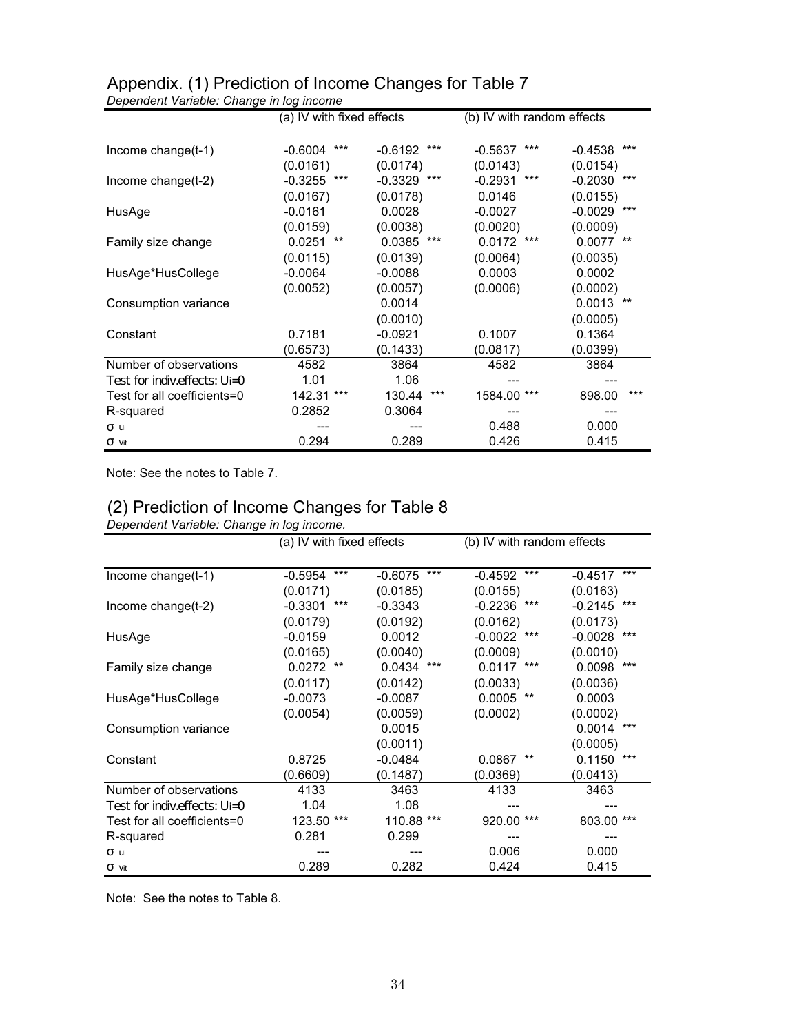# Appendix. (1) Prediction of Income Changes for Table 7

*Dependent Variable: Change in log income*

| | (a) IV with fixed effects | | (b) IV with random effects | |
|---|---|---|---|---|
| Income change(t-1) | -0.6004 *** | -0.6192 *** | -0.5637 *** | -0.4538 *** |
| | (0.0161) | (0.0174) | (0.0143) | (0.0154) |
| Income change(t-2) | -0.3255 *** | -0.3329 *** | -0.2931 *** | -0.2030 *** |
| | (0.0167) | (0.0178) | 0.0146 | (0.0155) |
| HusAge | -0.0161 | 0.0028 | -0.0027 | -0.0029 *** |
| | (0.0159) | (0.0038) | (0.0020) | (0.0009) |
| Family size change | 0.0251 ** | 0.0385 *** | 0.0172 *** | 0.0077 ** |
| | (0.0115) | (0.0139) | (0.0064) | (0.0035) |
| HusAge*HusCollege | -0.0064 | -0.0088 | 0.0003 | 0.0002 |
| | (0.0052) | (0.0057) | (0.0006) | (0.0002) |
| Consumption variance | | 0.0014 | | 0.0013 ** |
| | | (0.0010) | | (0.0005) |
| Constant | 0.7181 | -0.0921 | 0.1007 | 0.1364 |
| | (0.6573) | (0.1433) | (0.0817) | (0.0399) |
| Number of observations | 4582 | 3864 | 4582 | 3864 |
| Test for indiv.effects: Ui=0 | 1.01 | 1.06 | --- | --- |
| Test for all coefficients=0 | 142.31 *** | 130.44 *** | 1584.00 *** | 898.00 *** |
| R-squared | 0.2852 | 0.3064 | --- | --- |
| $\sigma_{ui}$ | --- | --- | 0.488 | 0.000 |
| $\sigma_{vit}$ | 0.294 | 0.289 | 0.426 | 0.415 |

Note: See the notes to Table 7.

# (2) Prediction of Income Changes for Table 8

*Dependent Variable: Change in log income.*

| | (a) IV with fixed effects | | (b) IV with random effects | |
|---|---|---|---|---|
| Income change(t-1) | -0.5954 *** | -0.6075 *** | -0.4592 *** | -0.4517 *** |
| | (0.0171) | (0.0185) | (0.0155) | (0.0163) |
| Income change(t-2) | -0.3301 *** | -0.3343 | -0.2236 *** | -0.2145 *** |
| | (0.0179) | (0.0192) | (0.0162) | (0.0173) |
| HusAge | -0.0159 | 0.0012 | -0.0022 *** | -0.0028 *** |
| | (0.0165) | (0.0040) | (0.0009) | (0.0010) |
| Family size change | 0.0272 ** | 0.0434 *** | 0.0117 *** | 0.0098 *** |
| | (0.0117) | (0.0142) | (0.0033) | (0.0036) |
| HusAge*HusCollege | -0.0073 | -0.0087 | 0.0005 ** | 0.0003 |
| | (0.0054) | (0.0059) | (0.0002) | (0.0002) |
| Consumption variance | | 0.0015 | | 0.0014 *** |
| | | (0.0011) | | (0.0005) |
| Constant | 0.8725 | -0.0484 | 0.0867 ** | 0.1150 *** |
| | (0.6609) | (0.1487) | (0.0369) | (0.0413) |
| Number of observations | 4133 | 3463 | 4133 | 3463 |
| Test for indiv.effects: Ui=0 | 1.04 | 1.08 | --- | --- |
| Test for all coefficients=0 | 123.50 *** | 110.88 *** | 920.00 *** | 803.00 *** |
| R-squared | 0.281 | 0.299 | --- | --- |
| $\sigma_{ui}$ | --- | --- | 0.006 | 0.000 |
| $\sigma_{vit}$ | 0.289 | 0.282 | 0.424 | 0.415 |

Note: See the notes to Table 8.